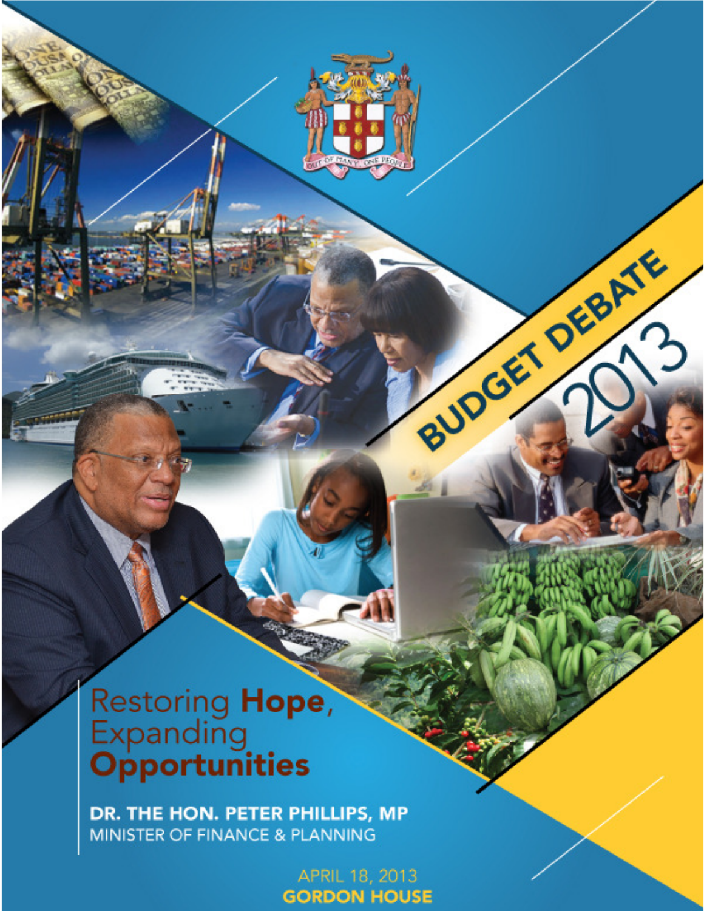# BUDGET DEBATE 2013

## Restoring **Hope**, Expanding **Opportunities**

**DR. THE HON. PETER PHILLIPS, MP**
MINISTER OF FINANCE & PLANNING

APRIL 18, 2013
**GORDON HOUSE**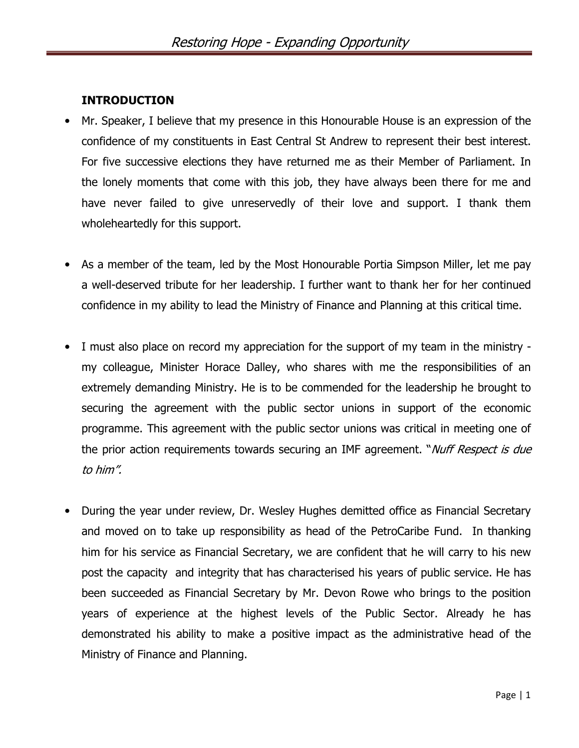**INTRODUCTION**

- Mr. Speaker, I believe that my presence in this Honourable House is an expression of the confidence of my constituents in East Central St Andrew to represent their best interest. For five successive elections they have returned me as their Member of Parliament. In the lonely moments that come with this job, they have always been there for me and have never failed to give unreservedly of their love and support. I thank them wholeheartedly for this support.

- As a member of the team, led by the Most Honourable Portia Simpson Miller, let me pay a well-deserved tribute for her leadership. I further want to thank her for her continued confidence in my ability to lead the Ministry of Finance and Planning at this critical time.

- I must also place on record my appreciation for the support of my team in the ministry - my colleague, Minister Horace Dalley, who shares with me the responsibilities of an extremely demanding Ministry. He is to be commended for the leadership he brought to securing the agreement with the public sector unions in support of the economic programme. This agreement with the public sector unions was critical in meeting one of the prior action requirements towards securing an IMF agreement. "*Nuff Respect is due to him".*

- During the year under review, Dr. Wesley Hughes demitted office as Financial Secretary and moved on to take up responsibility as head of the PetroCaribe Fund. In thanking him for his service as Financial Secretary, we are confident that he will carry to his new post the capacity and integrity that has characterised his years of public service. He has been succeeded as Financial Secretary by Mr. Devon Rowe who brings to the position years of experience at the highest levels of the Public Sector. Already he has demonstrated his ability to make a positive impact as the administrative head of the Ministry of Finance and Planning.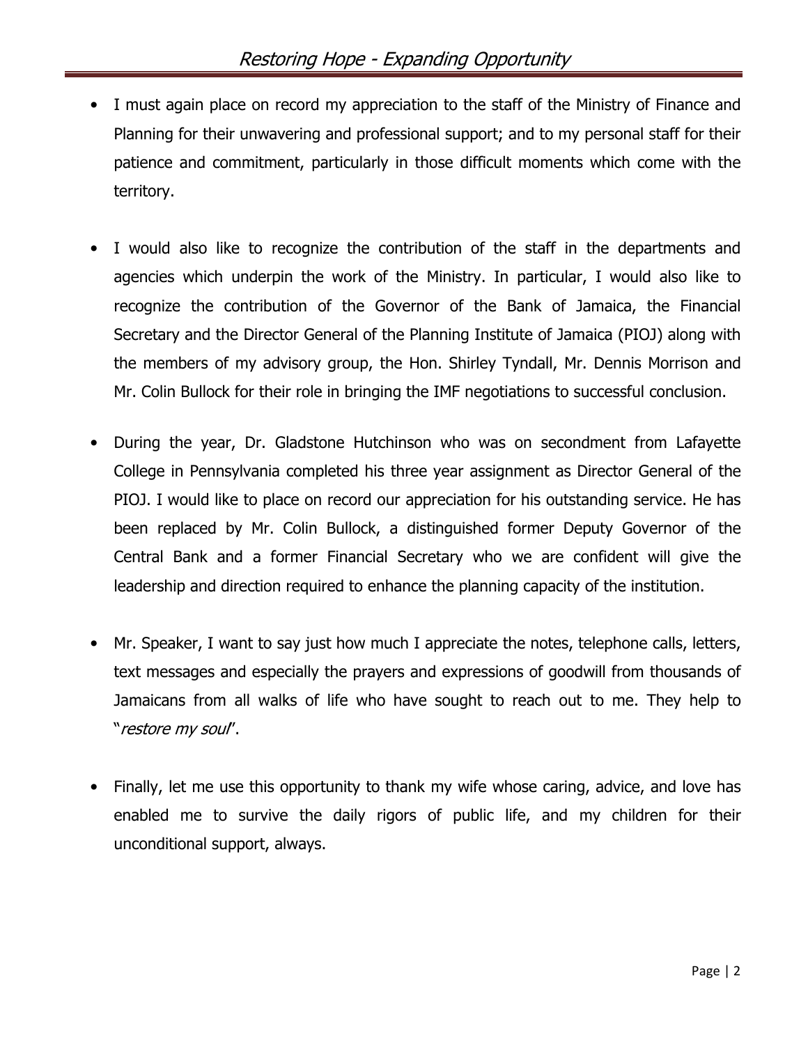- I must again place on record my appreciation to the staff of the Ministry of Finance and Planning for their unwavering and professional support; and to my personal staff for their patience and commitment, particularly in those difficult moments which come with the territory.

- I would also like to recognize the contribution of the staff in the departments and agencies which underpin the work of the Ministry. In particular, I would also like to recognize the contribution of the Governor of the Bank of Jamaica, the Financial Secretary and the Director General of the Planning Institute of Jamaica (PIOJ) along with the members of my advisory group, the Hon. Shirley Tyndall, Mr. Dennis Morrison and Mr. Colin Bullock for their role in bringing the IMF negotiations to successful conclusion.

- During the year, Dr. Gladstone Hutchinson who was on secondment from Lafayette College in Pennsylvania completed his three year assignment as Director General of the PIOJ. I would like to place on record our appreciation for his outstanding service. He has been replaced by Mr. Colin Bullock, a distinguished former Deputy Governor of the Central Bank and a former Financial Secretary who we are confident will give the leadership and direction required to enhance the planning capacity of the institution.

- Mr. Speaker, I want to say just how much I appreciate the notes, telephone calls, letters, text messages and especially the prayers and expressions of goodwill from thousands of Jamaicans from all walks of life who have sought to reach out to me. They help to "*restore my soul*".

- Finally, let me use this opportunity to thank my wife whose caring, advice, and love has enabled me to survive the daily rigors of public life, and my children for their unconditional support, always.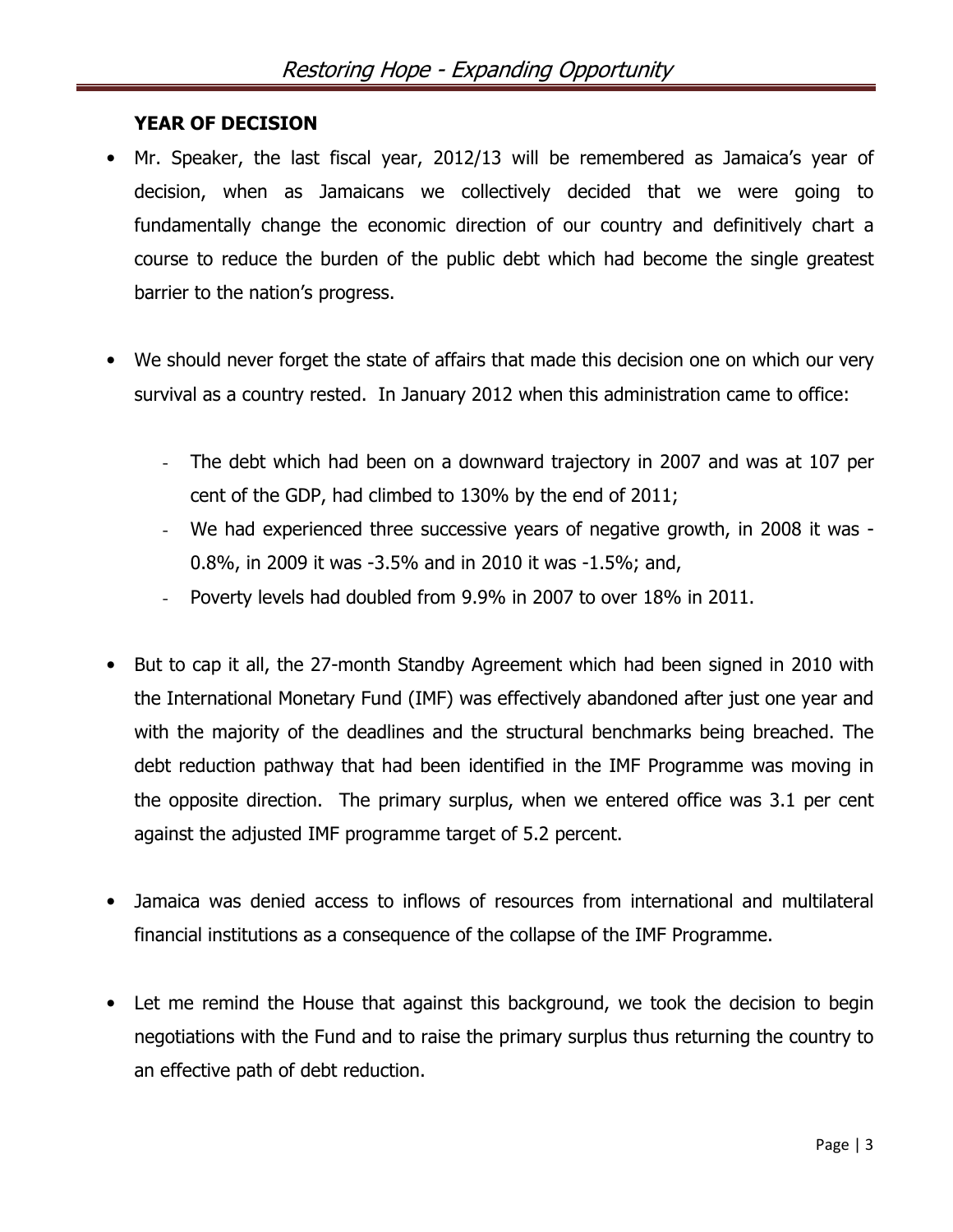**YEAR OF DECISION**

- Mr. Speaker, the last fiscal year, 2012/13 will be remembered as Jamaica's year of decision, when as Jamaicans we collectively decided that we were going to fundamentally change the economic direction of our country and definitively chart a course to reduce the burden of the public debt which had become the single greatest barrier to the nation's progress.

- We should never forget the state of affairs that made this decision one on which our very survival as a country rested. In January 2012 when this administration came to office:

  - The debt which had been on a downward trajectory in 2007 and was at 107 per cent of the GDP, had climbed to 130% by the end of 2011;
  - We had experienced three successive years of negative growth, in 2008 it was -0.8%, in 2009 it was -3.5% and in 2010 it was -1.5%; and,
  - Poverty levels had doubled from 9.9% in 2007 to over 18% in 2011.

- But to cap it all, the 27-month Standby Agreement which had been signed in 2010 with the International Monetary Fund (IMF) was effectively abandoned after just one year and with the majority of the deadlines and the structural benchmarks being breached. The debt reduction pathway that had been identified in the IMF Programme was moving in the opposite direction. The primary surplus, when we entered office was 3.1 per cent against the adjusted IMF programme target of 5.2 percent.

- Jamaica was denied access to inflows of resources from international and multilateral financial institutions as a consequence of the collapse of the IMF Programme.

- Let me remind the House that against this background, we took the decision to begin negotiations with the Fund and to raise the primary surplus thus returning the country to an effective path of debt reduction.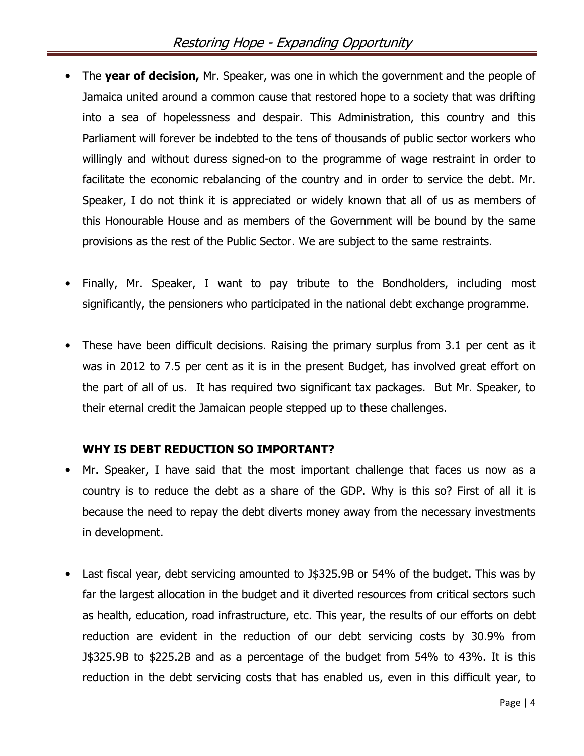- The **year of decision,** Mr. Speaker, was one in which the government and the people of Jamaica united around a common cause that restored hope to a society that was drifting into a sea of hopelessness and despair. This Administration, this country and this Parliament will forever be indebted to the tens of thousands of public sector workers who willingly and without duress signed-on to the programme of wage restraint in order to facilitate the economic rebalancing of the country and in order to service the debt. Mr. Speaker, I do not think it is appreciated or widely known that all of us as members of this Honourable House and as members of the Government will be bound by the same provisions as the rest of the Public Sector. We are subject to the same restraints.

- Finally, Mr. Speaker, I want to pay tribute to the Bondholders, including most significantly, the pensioners who participated in the national debt exchange programme.

- These have been difficult decisions. Raising the primary surplus from 3.1 per cent as it was in 2012 to 7.5 per cent as it is in the present Budget, has involved great effort on the part of all of us. It has required two significant tax packages. But Mr. Speaker, to their eternal credit the Jamaican people stepped up to these challenges.

**WHY IS DEBT REDUCTION SO IMPORTANT?**

- Mr. Speaker, I have said that the most important challenge that faces us now as a country is to reduce the debt as a share of the GDP. Why is this so? First of all it is because the need to repay the debt diverts money away from the necessary investments in development.

- Last fiscal year, debt servicing amounted to J$325.9B or 54% of the budget. This was by far the largest allocation in the budget and it diverted resources from critical sectors such as health, education, road infrastructure, etc. This year, the results of our efforts on debt reduction are evident in the reduction of our debt servicing costs by 30.9% from J$325.9B to $225.2B and as a percentage of the budget from 54% to 43%. It is this reduction in the debt servicing costs that has enabled us, even in this difficult year, to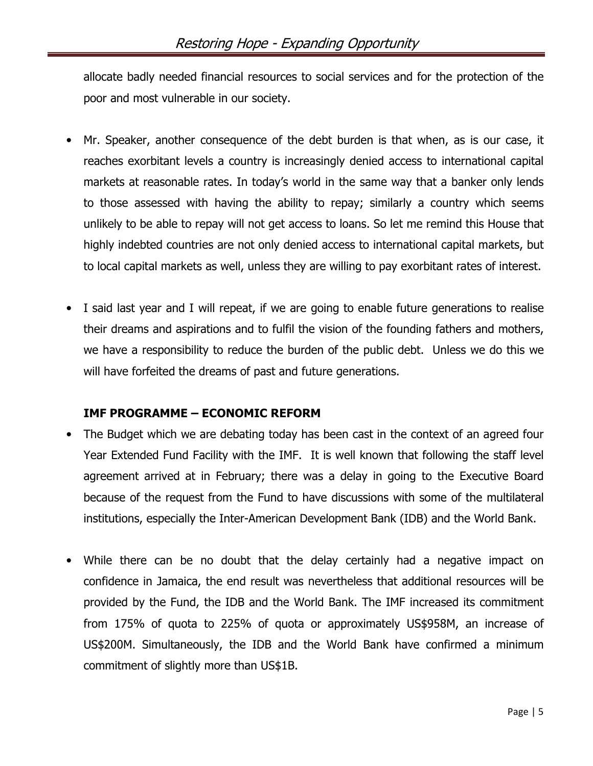allocate badly needed financial resources to social services and for the protection of the poor and most vulnerable in our society.

- Mr. Speaker, another consequence of the debt burden is that when, as is our case, it reaches exorbitant levels a country is increasingly denied access to international capital markets at reasonable rates. In today's world in the same way that a banker only lends to those assessed with having the ability to repay; similarly a country which seems unlikely to be able to repay will not get access to loans. So let me remind this House that highly indebted countries are not only denied access to international capital markets, but to local capital markets as well, unless they are willing to pay exorbitant rates of interest.

- I said last year and I will repeat, if we are going to enable future generations to realise their dreams and aspirations and to fulfil the vision of the founding fathers and mothers, we have a responsibility to reduce the burden of the public debt. Unless we do this we will have forfeited the dreams of past and future generations.

**IMF PROGRAMME – ECONOMIC REFORM**

- The Budget which we are debating today has been cast in the context of an agreed four Year Extended Fund Facility with the IMF. It is well known that following the staff level agreement arrived at in February; there was a delay in going to the Executive Board because of the request from the Fund to have discussions with some of the multilateral institutions, especially the Inter-American Development Bank (IDB) and the World Bank.

- While there can be no doubt that the delay certainly had a negative impact on confidence in Jamaica, the end result was nevertheless that additional resources will be provided by the Fund, the IDB and the World Bank. The IMF increased its commitment from 175% of quota to 225% of quota or approximately US$958M, an increase of US$200M. Simultaneously, the IDB and the World Bank have confirmed a minimum commitment of slightly more than US$1B.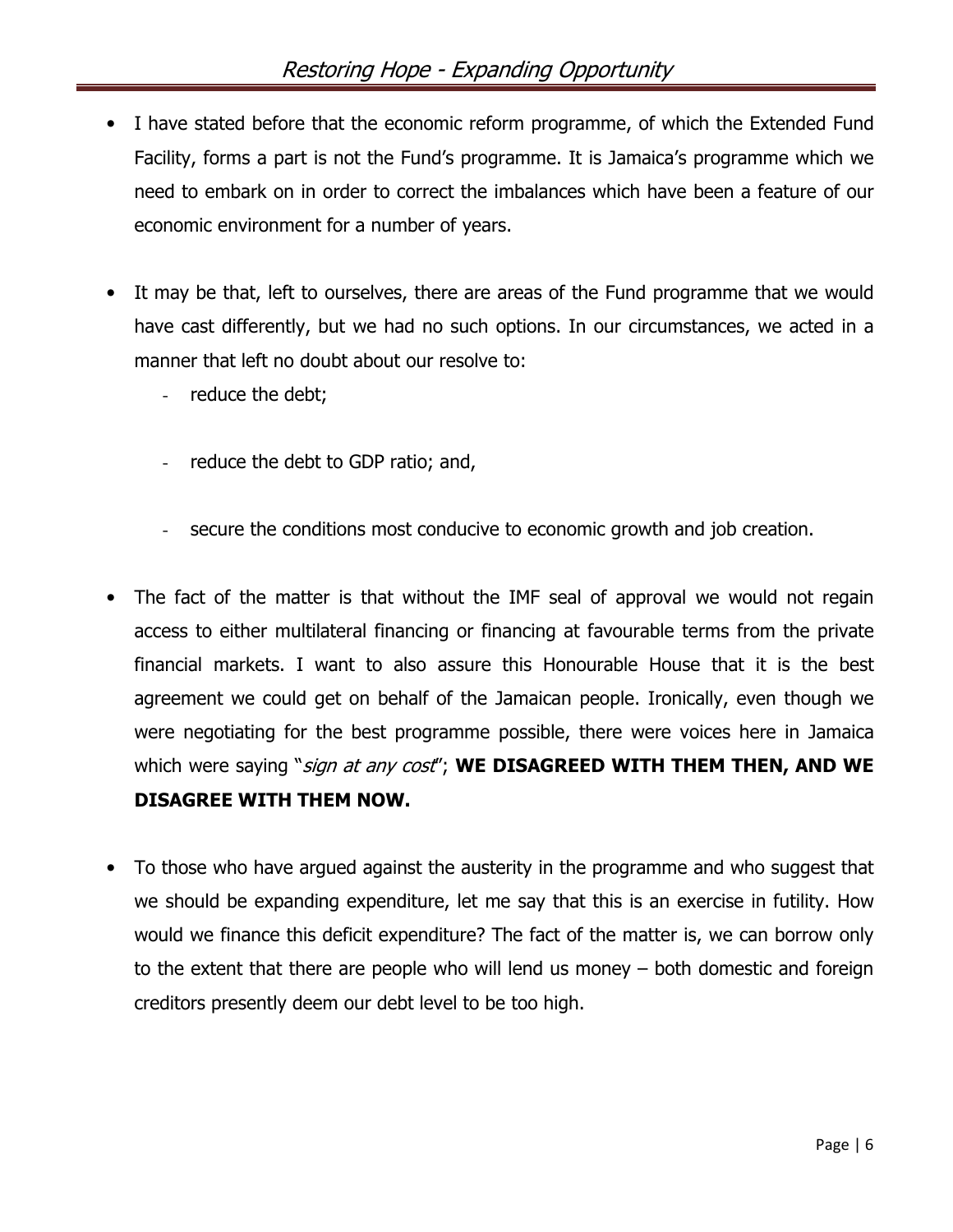- I have stated before that the economic reform programme, of which the Extended Fund Facility, forms a part is not the Fund's programme. It is Jamaica's programme which we need to embark on in order to correct the imbalances which have been a feature of our economic environment for a number of years.

- It may be that, left to ourselves, there are areas of the Fund programme that we would have cast differently, but we had no such options. In our circumstances, we acted in a manner that left no doubt about our resolve to:
  - reduce the debt;
  - reduce the debt to GDP ratio; and,
  - secure the conditions most conducive to economic growth and job creation.

- The fact of the matter is that without the IMF seal of approval we would not regain access to either multilateral financing or financing at favourable terms from the private financial markets. I want to also assure this Honourable House that it is the best agreement we could get on behalf of the Jamaican people. Ironically, even though we were negotiating for the best programme possible, there were voices here in Jamaica which were saying "*sign at any cost*"; **WE DISAGREED WITH THEM THEN, AND WE DISAGREE WITH THEM NOW.**

- To those who have argued against the austerity in the programme and who suggest that we should be expanding expenditure, let me say that this is an exercise in futility. How would we finance this deficit expenditure? The fact of the matter is, we can borrow only to the extent that there are people who will lend us money – both domestic and foreign creditors presently deem our debt level to be too high.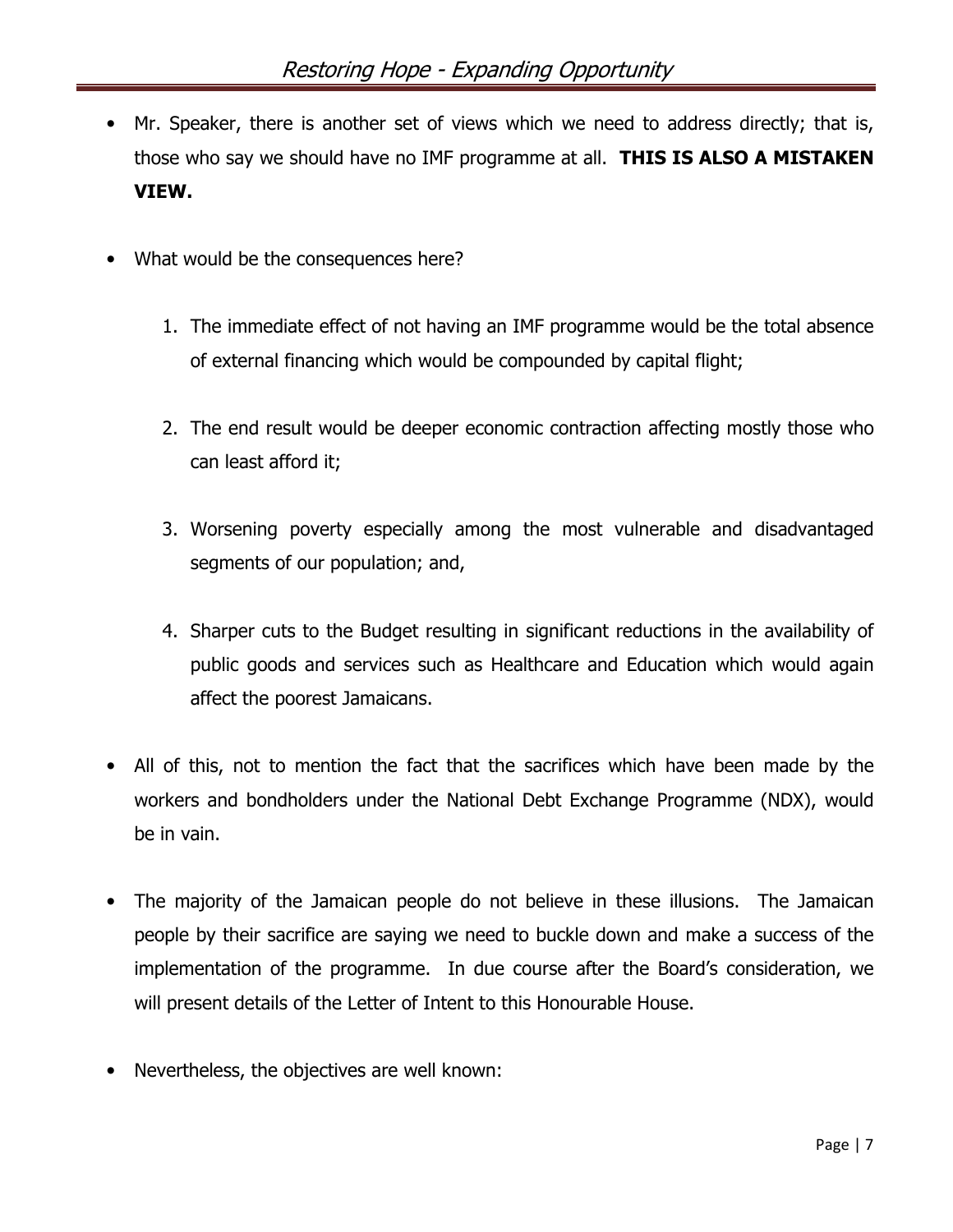- Mr. Speaker, there is another set of views which we need to address directly; that is, those who say we should have no IMF programme at all. **THIS IS ALSO A MISTAKEN VIEW.**

- What would be the consequences here?

  1. The immediate effect of not having an IMF programme would be the total absence of external financing which would be compounded by capital flight;

  2. The end result would be deeper economic contraction affecting mostly those who can least afford it;

  3. Worsening poverty especially among the most vulnerable and disadvantaged segments of our population; and,

  4. Sharper cuts to the Budget resulting in significant reductions in the availability of public goods and services such as Healthcare and Education which would again affect the poorest Jamaicans.

- All of this, not to mention the fact that the sacrifices which have been made by the workers and bondholders under the National Debt Exchange Programme (NDX), would be in vain.

- The majority of the Jamaican people do not believe in these illusions. The Jamaican people by their sacrifice are saying we need to buckle down and make a success of the implementation of the programme. In due course after the Board's consideration, we will present details of the Letter of Intent to this Honourable House.

- Nevertheless, the objectives are well known: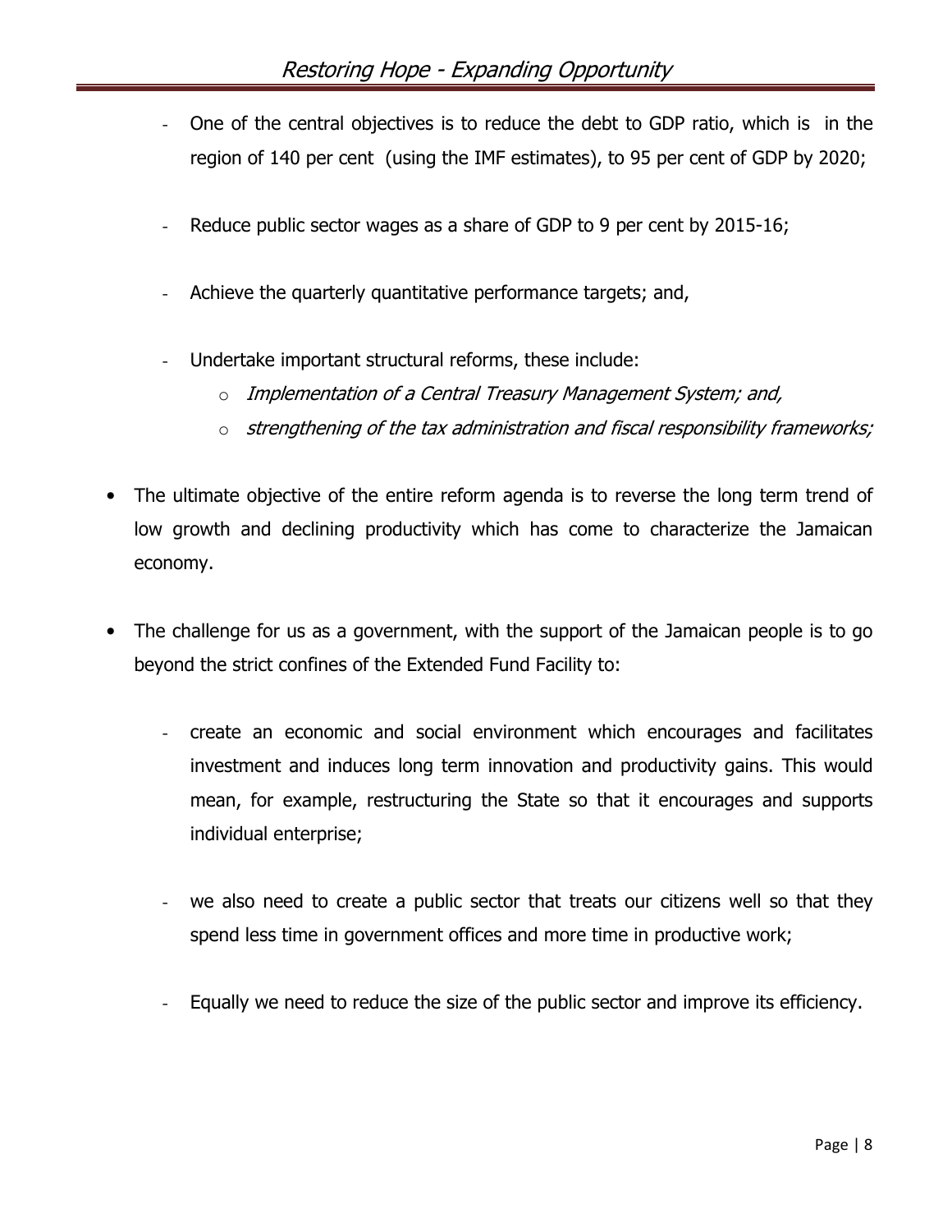- One of the central objectives is to reduce the debt to GDP ratio, which is in the region of 140 per cent (using the IMF estimates), to 95 per cent of GDP by 2020;

- Reduce public sector wages as a share of GDP to 9 per cent by 2015-16;

- Achieve the quarterly quantitative performance targets; and,

- Undertake important structural reforms, these include:
  - *Implementation of a Central Treasury Management System; and,*
  - *strengthening of the tax administration and fiscal responsibility frameworks;*

- The ultimate objective of the entire reform agenda is to reverse the long term trend of low growth and declining productivity which has come to characterize the Jamaican economy.

- The challenge for us as a government, with the support of the Jamaican people is to go beyond the strict confines of the Extended Fund Facility to:

  - create an economic and social environment which encourages and facilitates investment and induces long term innovation and productivity gains. This would mean, for example, restructuring the State so that it encourages and supports individual enterprise;

  - we also need to create a public sector that treats our citizens well so that they spend less time in government offices and more time in productive work;

  - Equally we need to reduce the size of the public sector and improve its efficiency.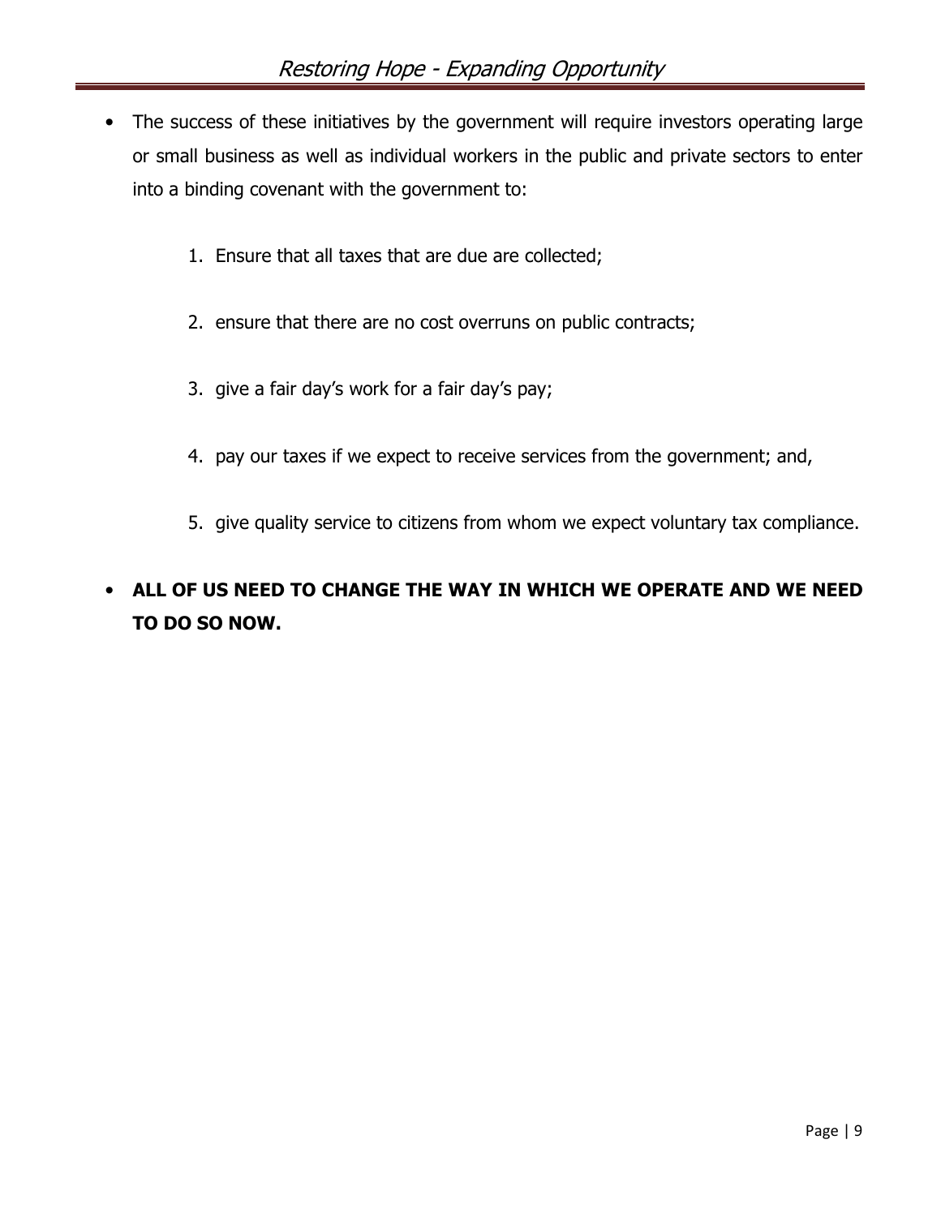- The success of these initiatives by the government will require investors operating large or small business as well as individual workers in the public and private sectors to enter into a binding covenant with the government to:

    1. Ensure that all taxes that are due are collected;

    2. ensure that there are no cost overruns on public contracts;

    3. give a fair day's work for a fair day's pay;

    4. pay our taxes if we expect to receive services from the government; and,

    5. give quality service to citizens from whom we expect voluntary tax compliance.

- **ALL OF US NEED TO CHANGE THE WAY IN WHICH WE OPERATE AND WE NEED TO DO SO NOW.**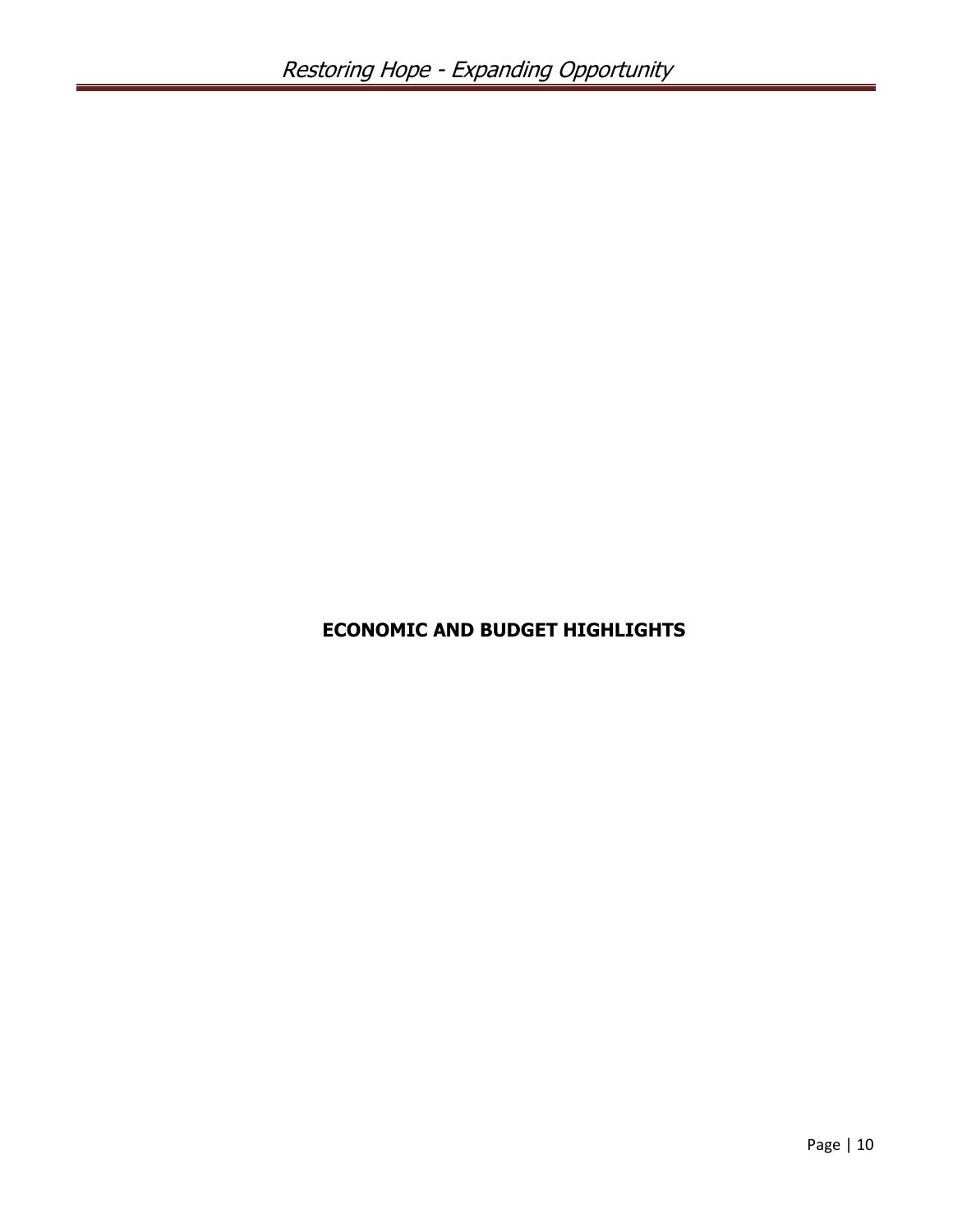# ECONOMIC AND BUDGET HIGHLIGHTS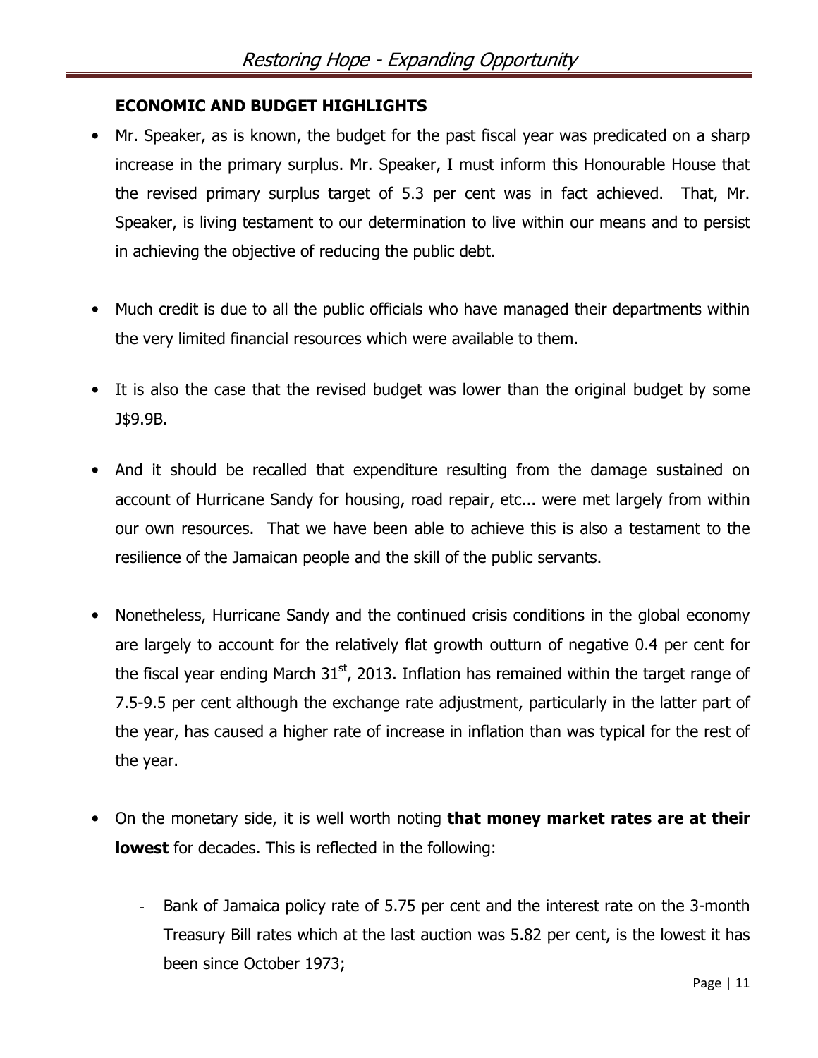## ECONOMIC AND BUDGET HIGHLIGHTS

- Mr. Speaker, as is known, the budget for the past fiscal year was predicated on a sharp increase in the primary surplus. Mr. Speaker, I must inform this Honourable House that the revised primary surplus target of 5.3 per cent was in fact achieved. That, Mr. Speaker, is living testament to our determination to live within our means and to persist in achieving the objective of reducing the public debt.

- Much credit is due to all the public officials who have managed their departments within the very limited financial resources which were available to them.

- It is also the case that the revised budget was lower than the original budget by some J$9.9B.

- And it should be recalled that expenditure resulting from the damage sustained on account of Hurricane Sandy for housing, road repair, etc... were met largely from within our own resources. That we have been able to achieve this is also a testament to the resilience of the Jamaican people and the skill of the public servants.

- Nonetheless, Hurricane Sandy and the continued crisis conditions in the global economy are largely to account for the relatively flat growth outturn of negative 0.4 per cent for the fiscal year ending March 31st, 2013. Inflation has remained within the target range of 7.5-9.5 per cent although the exchange rate adjustment, particularly in the latter part of the year, has caused a higher rate of increase in inflation than was typical for the rest of the year.

- On the monetary side, it is well worth noting **that money market rates are at their lowest** for decades. This is reflected in the following:

    - Bank of Jamaica policy rate of 5.75 per cent and the interest rate on the 3-month Treasury Bill rates which at the last auction was 5.82 per cent, is the lowest it has been since October 1973;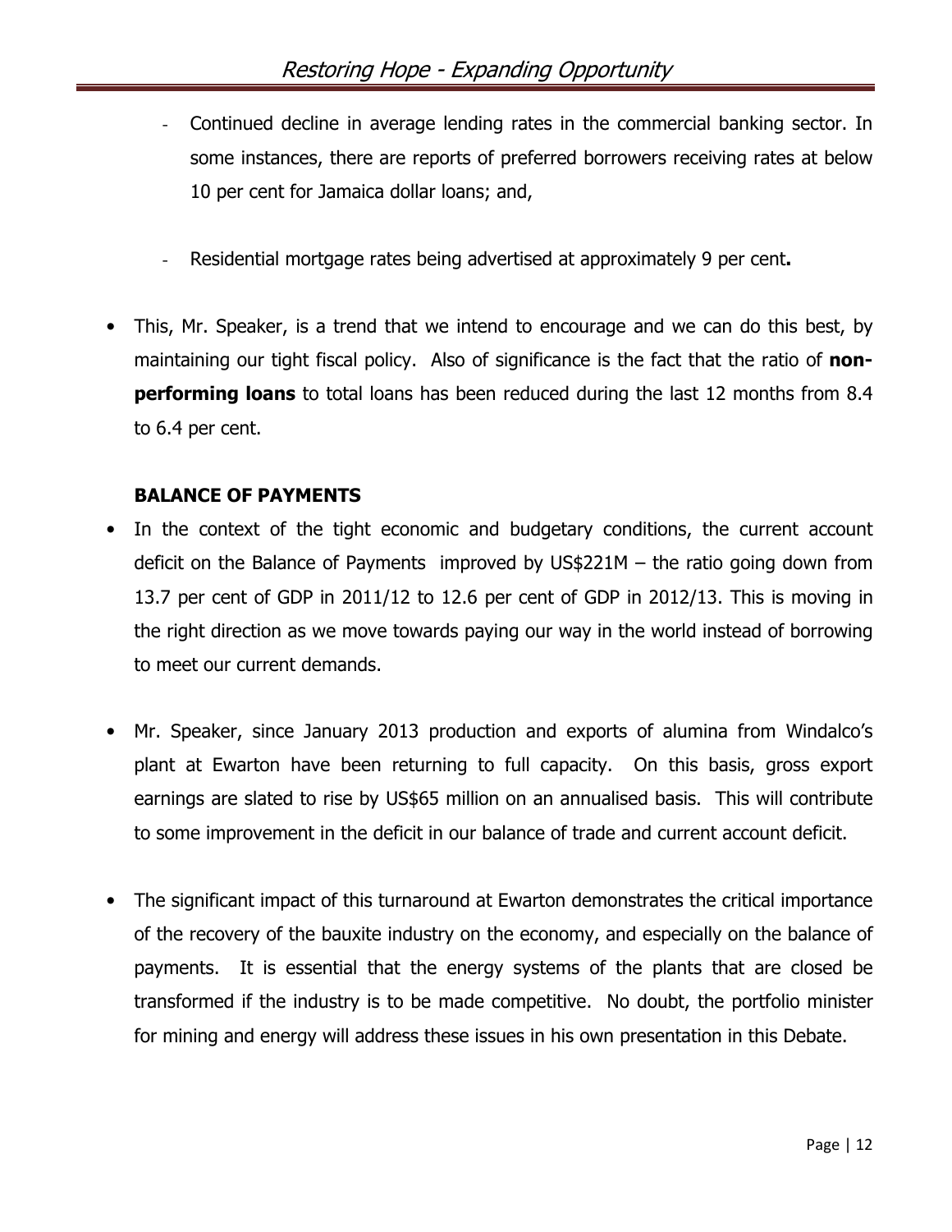- Continued decline in average lending rates in the commercial banking sector. In some instances, there are reports of preferred borrowers receiving rates at below 10 per cent for Jamaica dollar loans; and,

- Residential mortgage rates being advertised at approximately 9 per cent**.**

- This, Mr. Speaker, is a trend that we intend to encourage and we can do this best, by maintaining our tight fiscal policy. Also of significance is the fact that the ratio of **non-performing loans** to total loans has been reduced during the last 12 months from 8.4 to 6.4 per cent.

**BALANCE OF PAYMENTS**

- In the context of the tight economic and budgetary conditions, the current account deficit on the Balance of Payments improved by US$221M – the ratio going down from 13.7 per cent of GDP in 2011/12 to 12.6 per cent of GDP in 2012/13. This is moving in the right direction as we move towards paying our way in the world instead of borrowing to meet our current demands.

- Mr. Speaker, since January 2013 production and exports of alumina from Windalco's plant at Ewarton have been returning to full capacity. On this basis, gross export earnings are slated to rise by US$65 million on an annualised basis. This will contribute to some improvement in the deficit in our balance of trade and current account deficit.

- The significant impact of this turnaround at Ewarton demonstrates the critical importance of the recovery of the bauxite industry on the economy, and especially on the balance of payments. It is essential that the energy systems of the plants that are closed be transformed if the industry is to be made competitive. No doubt, the portfolio minister for mining and energy will address these issues in his own presentation in this Debate.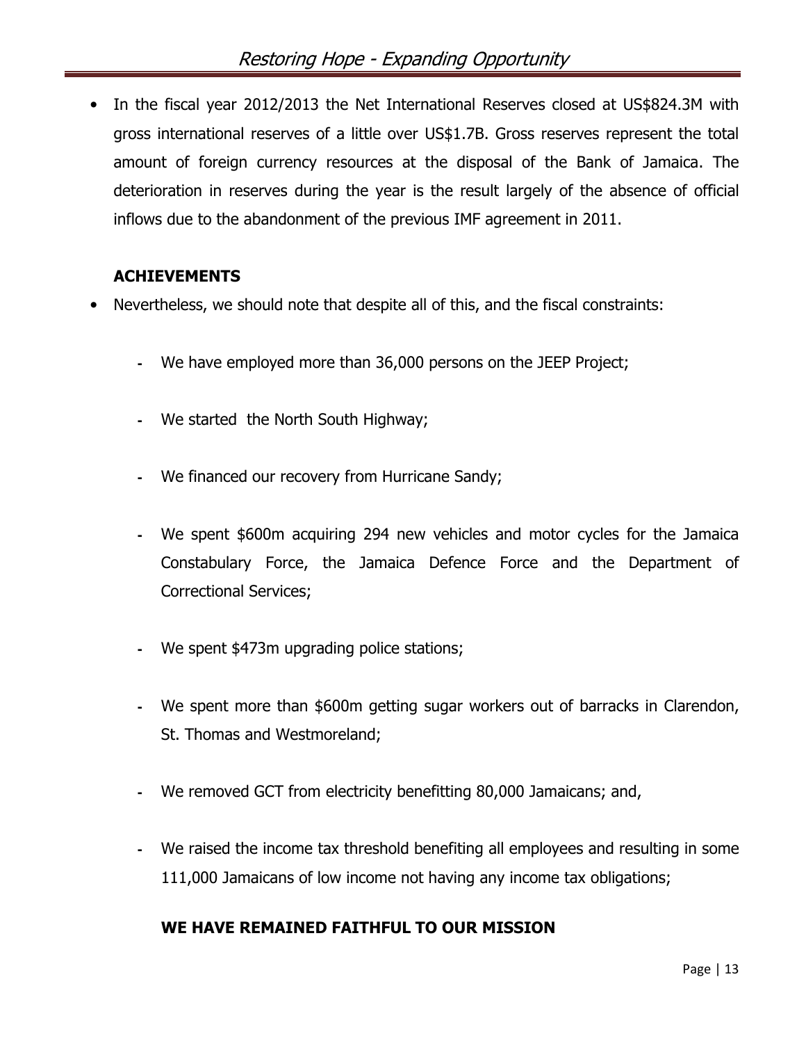- In the fiscal year 2012/2013 the Net International Reserves closed at US$824.3M with gross international reserves of a little over US$1.7B. Gross reserves represent the total amount of foreign currency resources at the disposal of the Bank of Jamaica. The deterioration in reserves during the year is the result largely of the absence of official inflows due to the abandonment of the previous IMF agreement in 2011.

**ACHIEVEMENTS**

- Nevertheless, we should note that despite all of this, and the fiscal constraints:
    - We have employed more than 36,000 persons on the JEEP Project;
    - We started the North South Highway;
    - We financed our recovery from Hurricane Sandy;
    - We spent $600m acquiring 294 new vehicles and motor cycles for the Jamaica Constabulary Force, the Jamaica Defence Force and the Department of Correctional Services;
    - We spent $473m upgrading police stations;
    - We spent more than $600m getting sugar workers out of barracks in Clarendon, St. Thomas and Westmoreland;
    - We removed GCT from electricity benefitting 80,000 Jamaicans; and,
    - We raised the income tax threshold benefiting all employees and resulting in some 111,000 Jamaicans of low income not having any income tax obligations;

**WE HAVE REMAINED FAITHFUL TO OUR MISSION**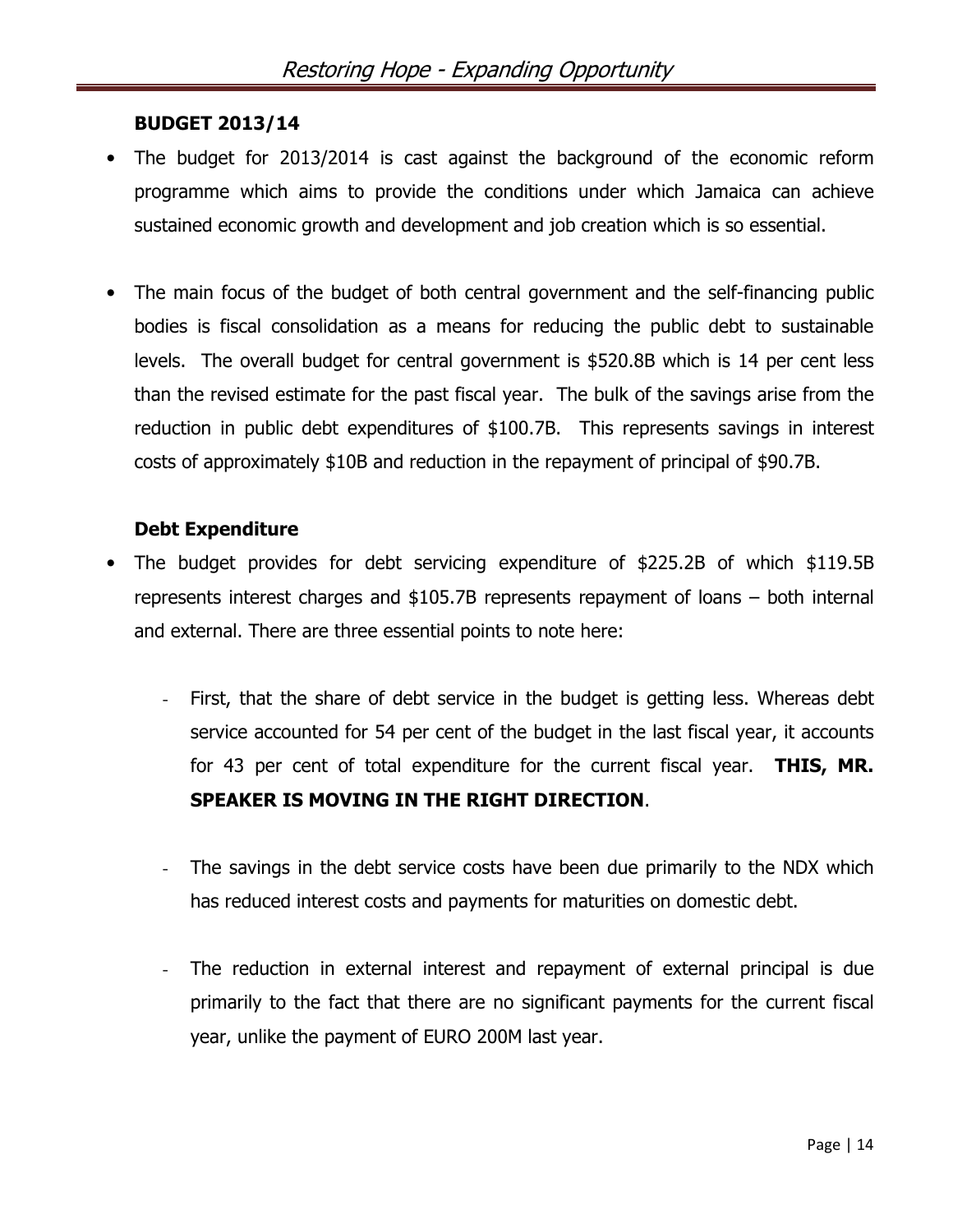**BUDGET 2013/14**

- The budget for 2013/2014 is cast against the background of the economic reform programme which aims to provide the conditions under which Jamaica can achieve sustained economic growth and development and job creation which is so essential.

- The main focus of the budget of both central government and the self-financing public bodies is fiscal consolidation as a means for reducing the public debt to sustainable levels. The overall budget for central government is $520.8B which is 14 per cent less than the revised estimate for the past fiscal year. The bulk of the savings arise from the reduction in public debt expenditures of $100.7B. This represents savings in interest costs of approximately $10B and reduction in the repayment of principal of $90.7B.

**Debt Expenditure**

- The budget provides for debt servicing expenditure of $225.2B of which $119.5B represents interest charges and $105.7B represents repayment of loans – both internal and external. There are three essential points to note here:

  - First, that the share of debt service in the budget is getting less. Whereas debt service accounted for 54 per cent of the budget in the last fiscal year, it accounts for 43 per cent of total expenditure for the current fiscal year. **THIS, MR. SPEAKER IS MOVING IN THE RIGHT DIRECTION**.

  - The savings in the debt service costs have been due primarily to the NDX which has reduced interest costs and payments for maturities on domestic debt.

  - The reduction in external interest and repayment of external principal is due primarily to the fact that there are no significant payments for the current fiscal year, unlike the payment of EURO 200M last year.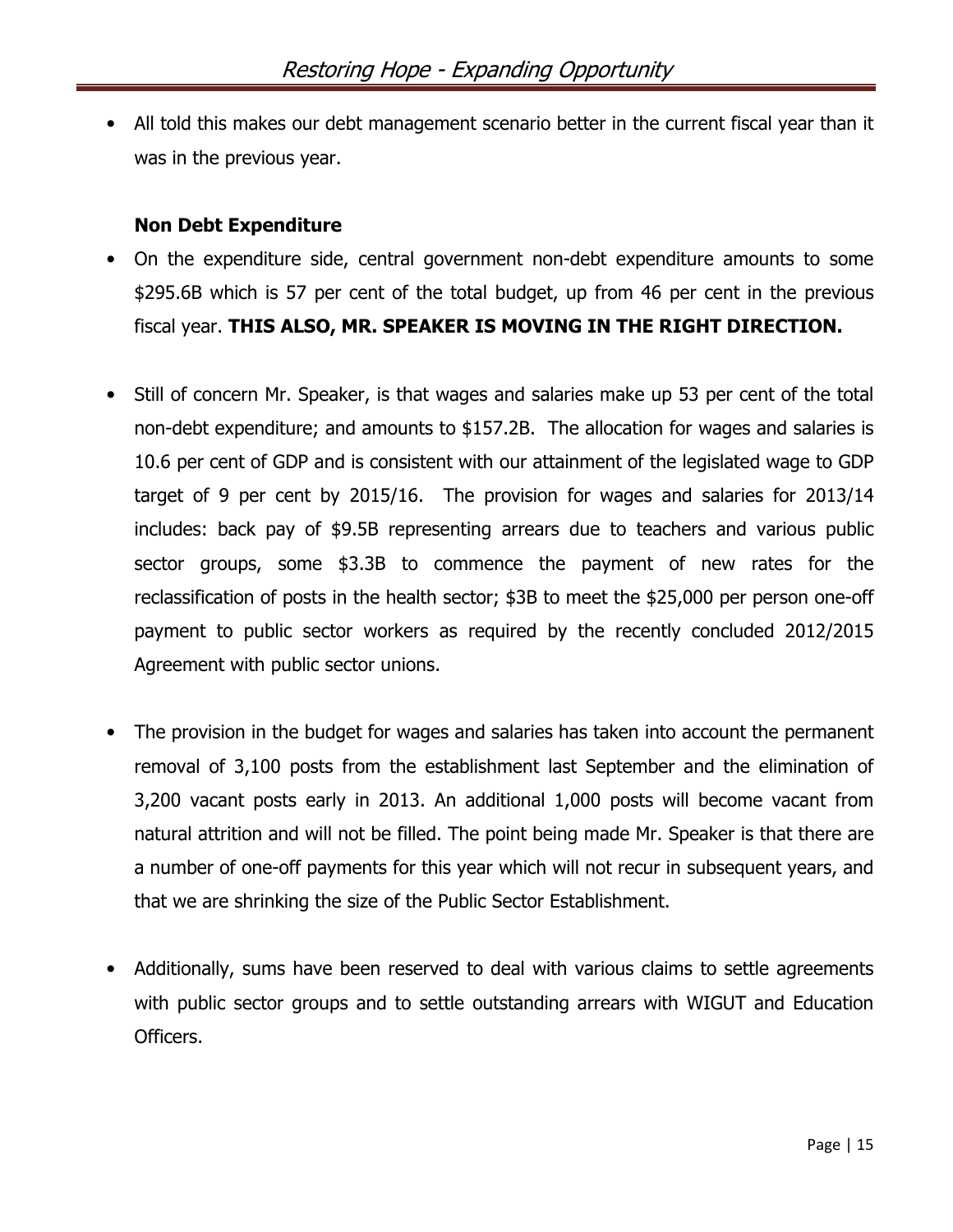- All told this makes our debt management scenario better in the current fiscal year than it was in the previous year.

### Non Debt Expenditure

- On the expenditure side, central government non-debt expenditure amounts to some $295.6B which is 57 per cent of the total budget, up from 46 per cent in the previous fiscal year. **THIS ALSO, MR. SPEAKER IS MOVING IN THE RIGHT DIRECTION.**

- Still of concern Mr. Speaker, is that wages and salaries make up 53 per cent of the total non-debt expenditure; and amounts to $157.2B. The allocation for wages and salaries is 10.6 per cent of GDP and is consistent with our attainment of the legislated wage to GDP target of 9 per cent by 2015/16. The provision for wages and salaries for 2013/14 includes: back pay of $9.5B representing arrears due to teachers and various public sector groups, some $3.3B to commence the payment of new rates for the reclassification of posts in the health sector; $3B to meet the $25,000 per person one-off payment to public sector workers as required by the recently concluded 2012/2015 Agreement with public sector unions.

- The provision in the budget for wages and salaries has taken into account the permanent removal of 3,100 posts from the establishment last September and the elimination of 3,200 vacant posts early in 2013. An additional 1,000 posts will become vacant from natural attrition and will not be filled. The point being made Mr. Speaker is that there are a number of one-off payments for this year which will not recur in subsequent years, and that we are shrinking the size of the Public Sector Establishment.

- Additionally, sums have been reserved to deal with various claims to settle agreements with public sector groups and to settle outstanding arrears with WIGUT and Education Officers.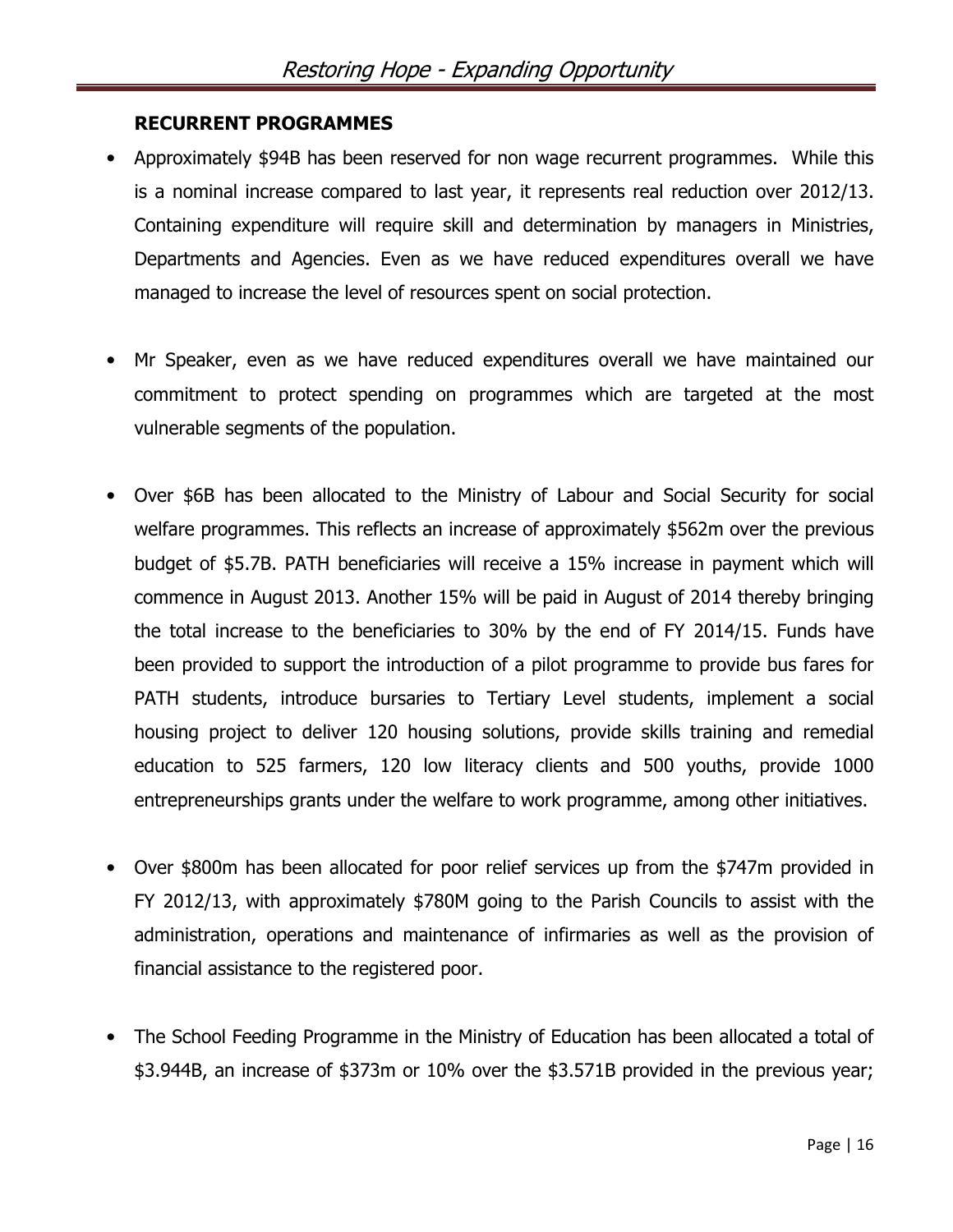### RECURRENT PROGRAMMES

- Approximately $94B has been reserved for non wage recurrent programmes. While this is a nominal increase compared to last year, it represents real reduction over 2012/13. Containing expenditure will require skill and determination by managers in Ministries, Departments and Agencies. Even as we have reduced expenditures overall we have managed to increase the level of resources spent on social protection.

- Mr Speaker, even as we have reduced expenditures overall we have maintained our commitment to protect spending on programmes which are targeted at the most vulnerable segments of the population.

- Over $6B has been allocated to the Ministry of Labour and Social Security for social welfare programmes. This reflects an increase of approximately $562m over the previous budget of $5.7B. PATH beneficiaries will receive a 15% increase in payment which will commence in August 2013. Another 15% will be paid in August of 2014 thereby bringing the total increase to the beneficiaries to 30% by the end of FY 2014/15. Funds have been provided to support the introduction of a pilot programme to provide bus fares for PATH students, introduce bursaries to Tertiary Level students, implement a social housing project to deliver 120 housing solutions, provide skills training and remedial education to 525 farmers, 120 low literacy clients and 500 youths, provide 1000 entrepreneurships grants under the welfare to work programme, among other initiatives.

- Over $800m has been allocated for poor relief services up from the $747m provided in FY 2012/13, with approximately $780M going to the Parish Councils to assist with the administration, operations and maintenance of infirmaries as well as the provision of financial assistance to the registered poor.

- The School Feeding Programme in the Ministry of Education has been allocated a total of $3.944B, an increase of $373m or 10% over the $3.571B provided in the previous year;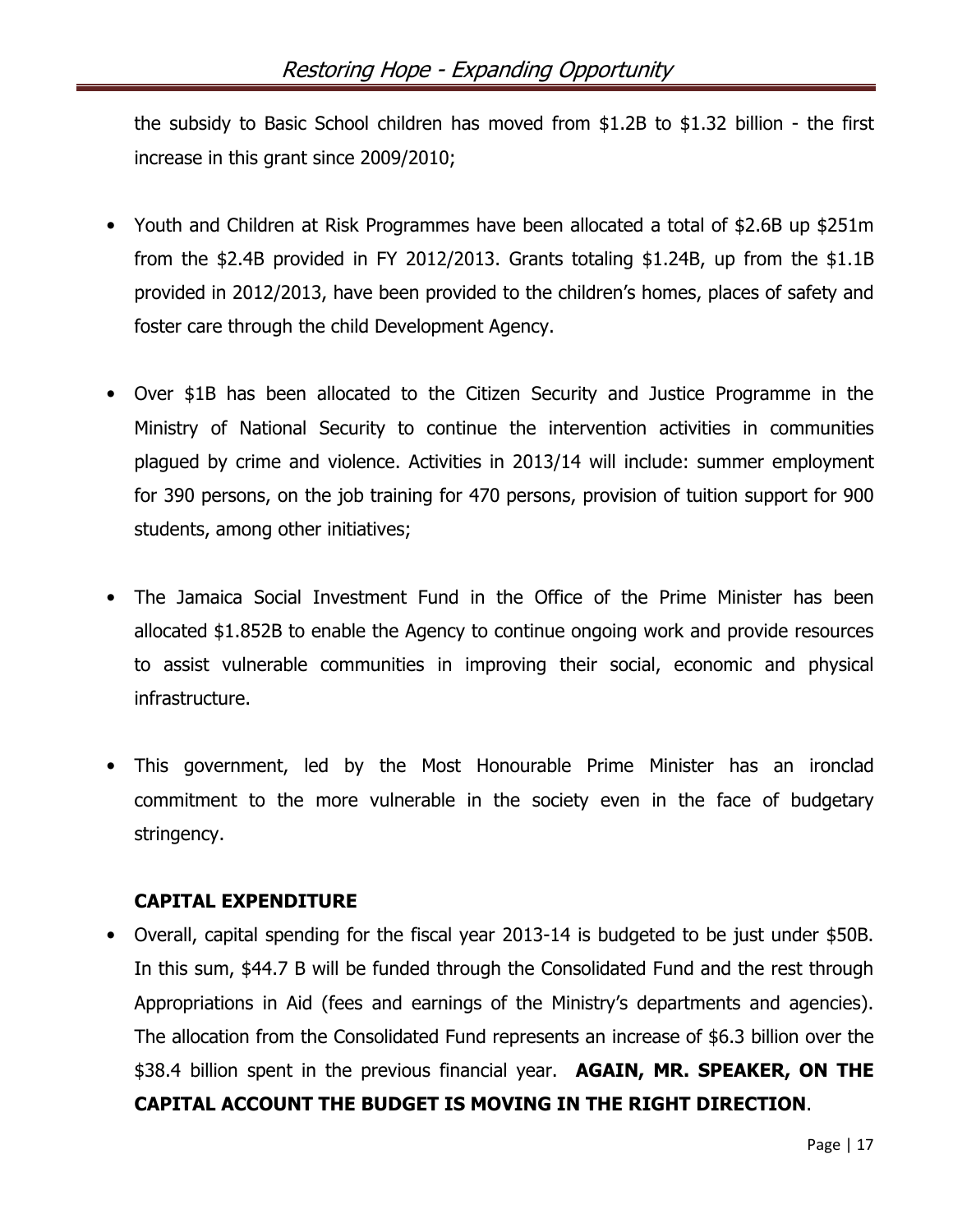the subsidy to Basic School children has moved from $1.2B to $1.32 billion - the first increase in this grant since 2009/2010;

- Youth and Children at Risk Programmes have been allocated a total of $2.6B up $251m from the $2.4B provided in FY 2012/2013. Grants totaling $1.24B, up from the $1.1B provided in 2012/2013, have been provided to the children's homes, places of safety and foster care through the child Development Agency.

- Over $1B has been allocated to the Citizen Security and Justice Programme in the Ministry of National Security to continue the intervention activities in communities plagued by crime and violence. Activities in 2013/14 will include: summer employment for 390 persons, on the job training for 470 persons, provision of tuition support for 900 students, among other initiatives;

- The Jamaica Social Investment Fund in the Office of the Prime Minister has been allocated $1.852B to enable the Agency to continue ongoing work and provide resources to assist vulnerable communities in improving their social, economic and physical infrastructure.

- This government, led by the Most Honourable Prime Minister has an ironclad commitment to the more vulnerable in the society even in the face of budgetary stringency.

**CAPITAL EXPENDITURE**

- Overall, capital spending for the fiscal year 2013-14 is budgeted to be just under $50B. In this sum, $44.7 B will be funded through the Consolidated Fund and the rest through Appropriations in Aid (fees and earnings of the Ministry's departments and agencies). The allocation from the Consolidated Fund represents an increase of $6.3 billion over the $38.4 billion spent in the previous financial year. **AGAIN, MR. SPEAKER, ON THE CAPITAL ACCOUNT THE BUDGET IS MOVING IN THE RIGHT DIRECTION**.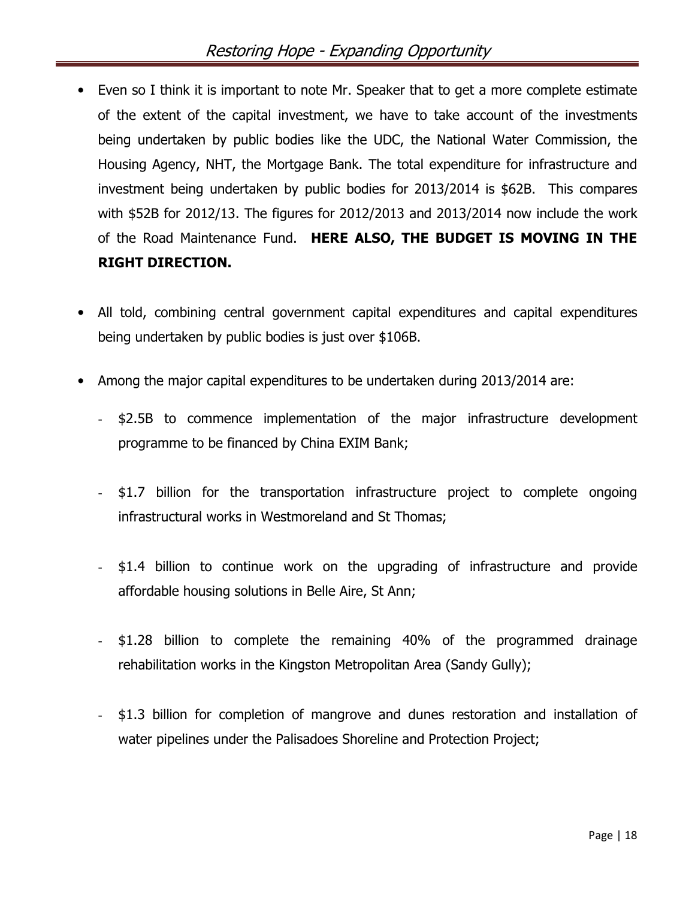- Even so I think it is important to note Mr. Speaker that to get a more complete estimate of the extent of the capital investment, we have to take account of the investments being undertaken by public bodies like the UDC, the National Water Commission, the Housing Agency, NHT, the Mortgage Bank. The total expenditure for infrastructure and investment being undertaken by public bodies for 2013/2014 is $62B. This compares with $52B for 2012/13. The figures for 2012/2013 and 2013/2014 now include the work of the Road Maintenance Fund. **HERE ALSO, THE BUDGET IS MOVING IN THE RIGHT DIRECTION.**

- All told, combining central government capital expenditures and capital expenditures being undertaken by public bodies is just over $106B.

- Among the major capital expenditures to be undertaken during 2013/2014 are:

  - $2.5B to commence implementation of the major infrastructure development programme to be financed by China EXIM Bank;

  - $1.7 billion for the transportation infrastructure project to complete ongoing infrastructural works in Westmoreland and St Thomas;

  - $1.4 billion to continue work on the upgrading of infrastructure and provide affordable housing solutions in Belle Aire, St Ann;

  - $1.28 billion to complete the remaining 40% of the programmed drainage rehabilitation works in the Kingston Metropolitan Area (Sandy Gully);

  - $1.3 billion for completion of mangrove and dunes restoration and installation of water pipelines under the Palisadoes Shoreline and Protection Project;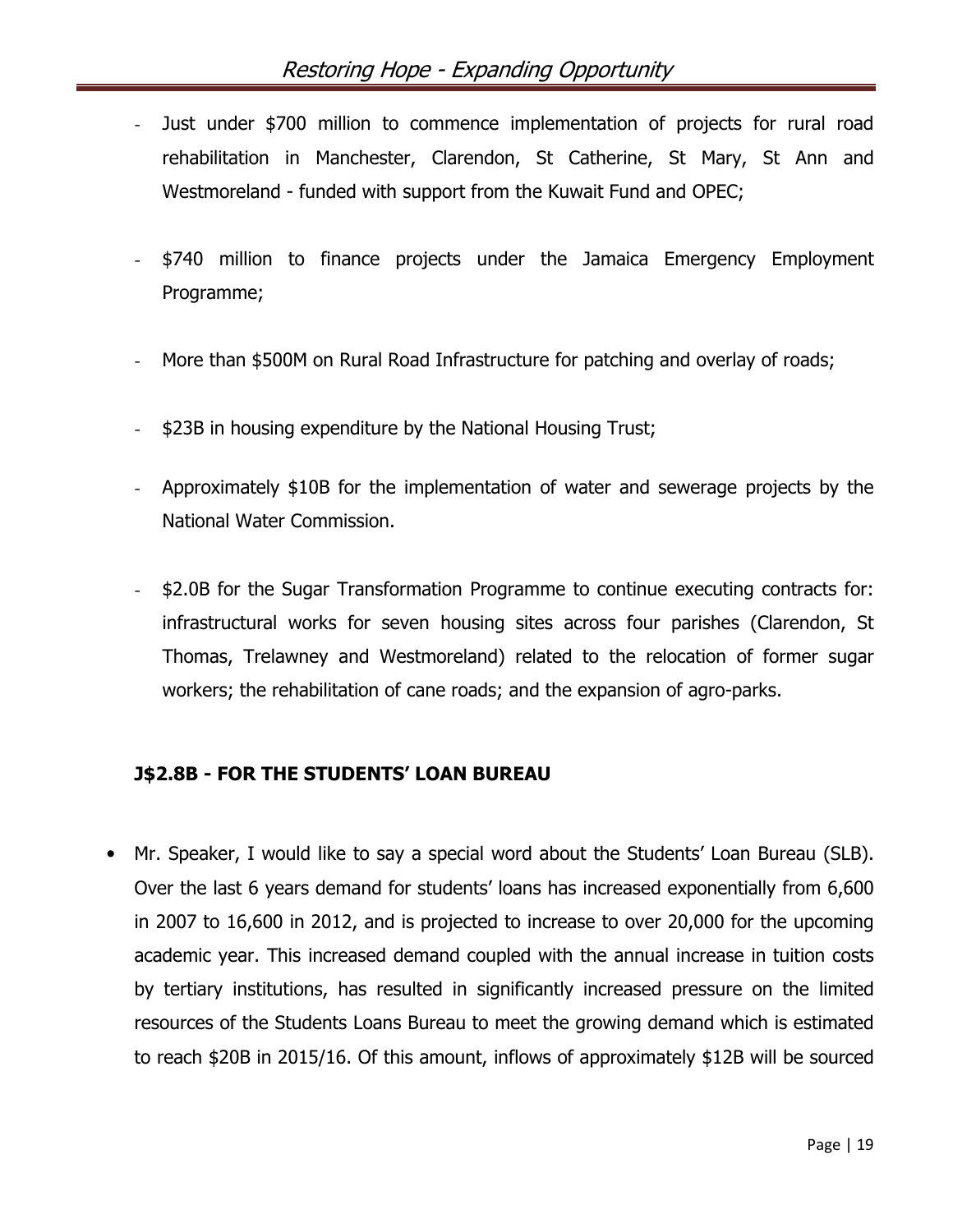- Just under $700 million to commence implementation of projects for rural road rehabilitation in Manchester, Clarendon, St Catherine, St Mary, St Ann and Westmoreland - funded with support from the Kuwait Fund and OPEC;

- $740 million to finance projects under the Jamaica Emergency Employment Programme;

- More than $500M on Rural Road Infrastructure for patching and overlay of roads;

- $23B in housing expenditure by the National Housing Trust;

- Approximately $10B for the implementation of water and sewerage projects by the National Water Commission.

- $2.0B for the Sugar Transformation Programme to continue executing contracts for: infrastructural works for seven housing sites across four parishes (Clarendon, St Thomas, Trelawney and Westmoreland) related to the relocation of former sugar workers; the rehabilitation of cane roads; and the expansion of agro-parks.

### J$2.8B - FOR THE STUDENTS' LOAN BUREAU

- Mr. Speaker, I would like to say a special word about the Students' Loan Bureau (SLB). Over the last 6 years demand for students' loans has increased exponentially from 6,600 in 2007 to 16,600 in 2012, and is projected to increase to over 20,000 for the upcoming academic year. This increased demand coupled with the annual increase in tuition costs by tertiary institutions, has resulted in significantly increased pressure on the limited resources of the Students Loans Bureau to meet the growing demand which is estimated to reach $20B in 2015/16. Of this amount, inflows of approximately $12B will be sourced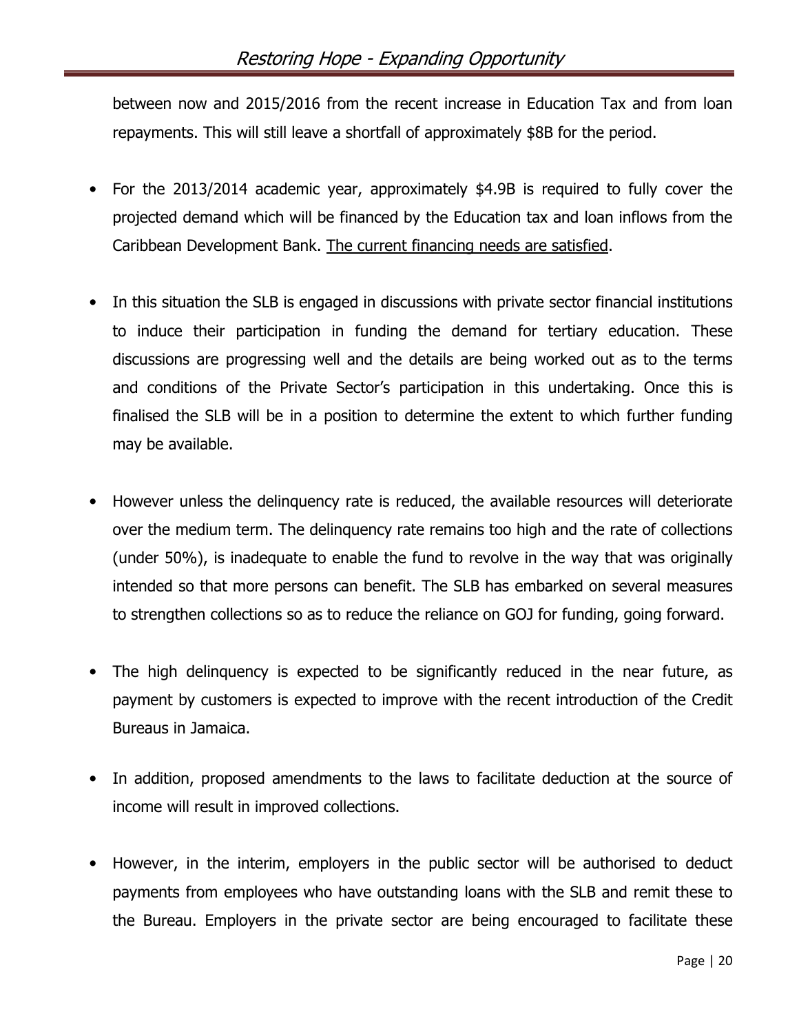between now and 2015/2016 from the recent increase in Education Tax and from loan repayments. This will still leave a shortfall of approximately $8B for the period.

- For the 2013/2014 academic year, approximately $4.9B is required to fully cover the projected demand which will be financed by the Education tax and loan inflows from the Caribbean Development Bank. <u>The current financing needs are satisfied</u>.

- In this situation the SLB is engaged in discussions with private sector financial institutions to induce their participation in funding the demand for tertiary education. These discussions are progressing well and the details are being worked out as to the terms and conditions of the Private Sector's participation in this undertaking. Once this is finalised the SLB will be in a position to determine the extent to which further funding may be available.

- However unless the delinquency rate is reduced, the available resources will deteriorate over the medium term. The delinquency rate remains too high and the rate of collections (under 50%), is inadequate to enable the fund to revolve in the way that was originally intended so that more persons can benefit. The SLB has embarked on several measures to strengthen collections so as to reduce the reliance on GOJ for funding, going forward.

- The high delinquency is expected to be significantly reduced in the near future, as payment by customers is expected to improve with the recent introduction of the Credit Bureaus in Jamaica.

- In addition, proposed amendments to the laws to facilitate deduction at the source of income will result in improved collections.

- However, in the interim, employers in the public sector will be authorised to deduct payments from employees who have outstanding loans with the SLB and remit these to the Bureau. Employers in the private sector are being encouraged to facilitate these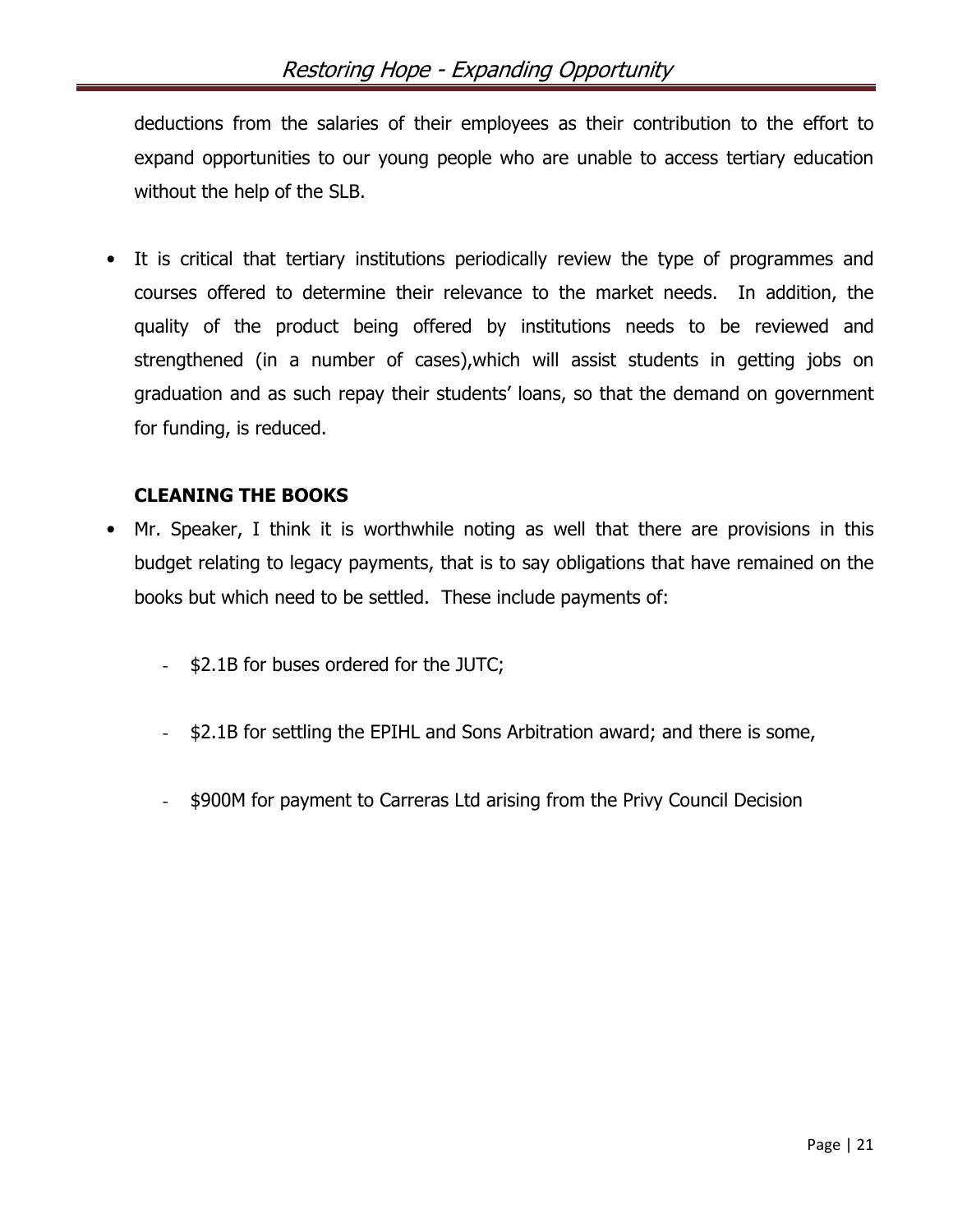deductions from the salaries of their employees as their contribution to the effort to expand opportunities to our young people who are unable to access tertiary education without the help of the SLB.

- It is critical that tertiary institutions periodically review the type of programmes and courses offered to determine their relevance to the market needs. In addition, the quality of the product being offered by institutions needs to be reviewed and strengthened (in a number of cases),which will assist students in getting jobs on graduation and as such repay their students' loans, so that the demand on government for funding, is reduced.

**CLEANING THE BOOKS**

- Mr. Speaker, I think it is worthwhile noting as well that there are provisions in this budget relating to legacy payments, that is to say obligations that have remained on the books but which need to be settled. These include payments of:

  - $2.1B for buses ordered for the JUTC;
  - $2.1B for settling the EPIHL and Sons Arbitration award; and there is some,
  - $900M for payment to Carreras Ltd arising from the Privy Council Decision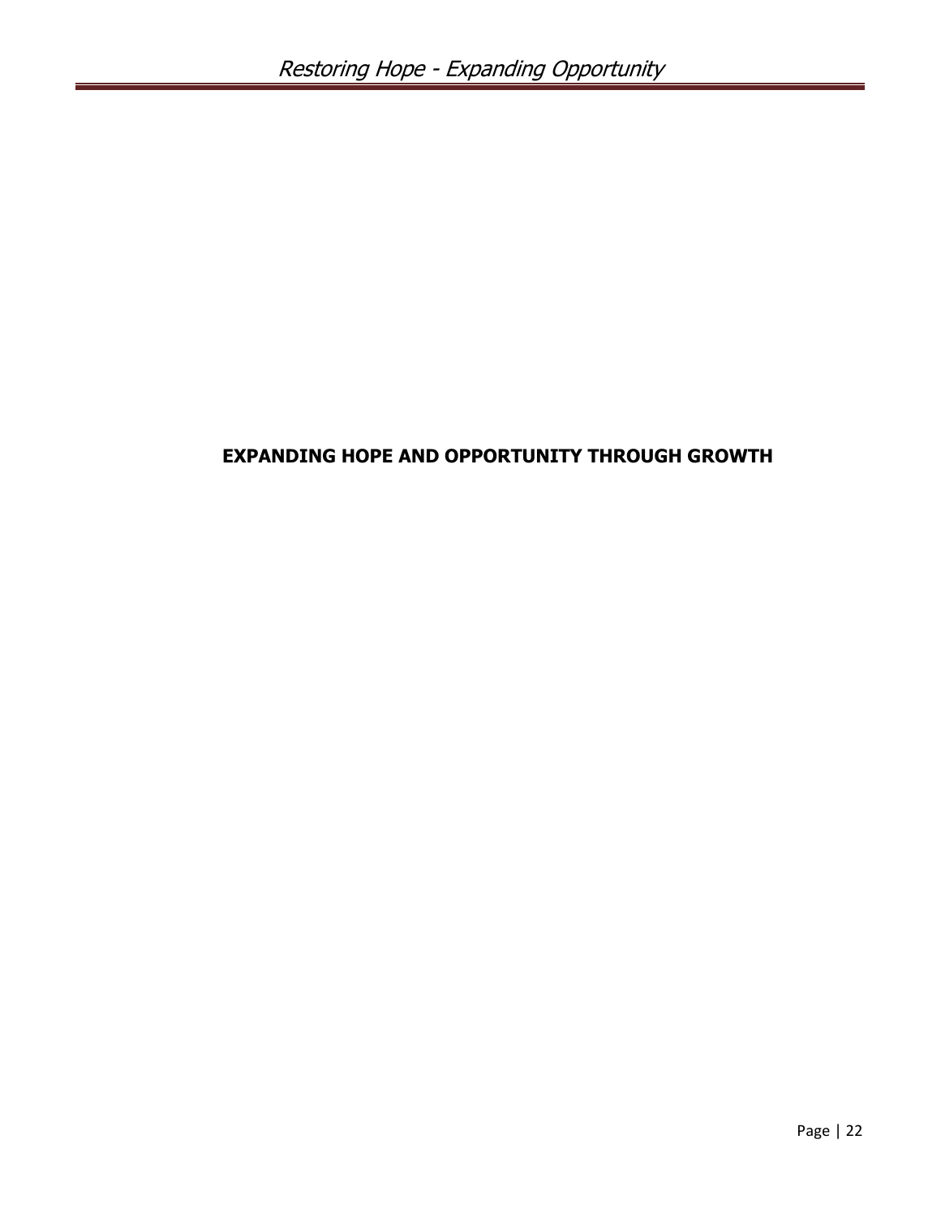# EXPANDING HOPE AND OPPORTUNITY THROUGH GROWTH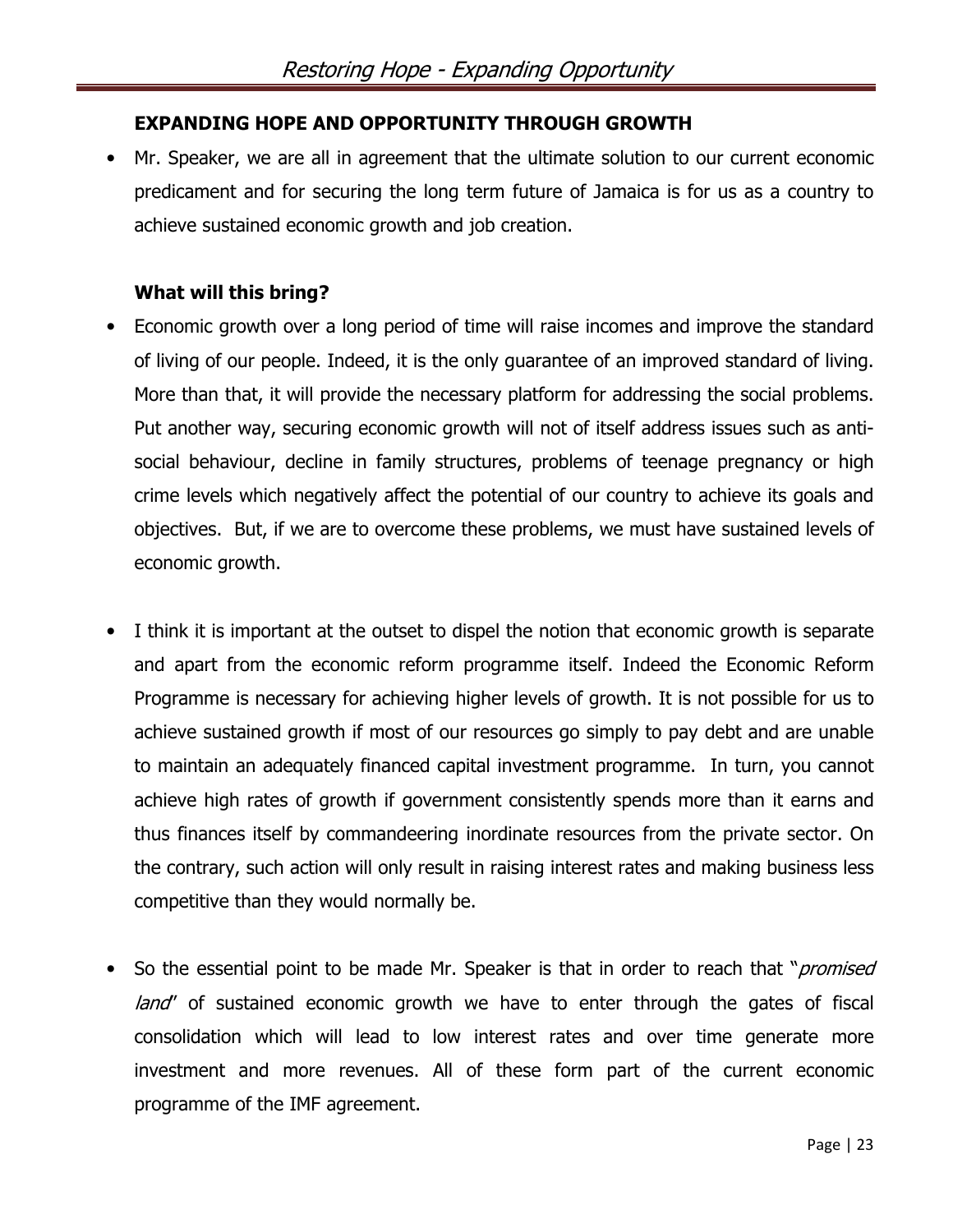## EXPANDING HOPE AND OPPORTUNITY THROUGH GROWTH

- Mr. Speaker, we are all in agreement that the ultimate solution to our current economic predicament and for securing the long term future of Jamaica is for us as a country to achieve sustained economic growth and job creation.

### What will this bring?

- Economic growth over a long period of time will raise incomes and improve the standard of living of our people. Indeed, it is the only guarantee of an improved standard of living. More than that, it will provide the necessary platform for addressing the social problems. Put another way, securing economic growth will not of itself address issues such as anti-social behaviour, decline in family structures, problems of teenage pregnancy or high crime levels which negatively affect the potential of our country to achieve its goals and objectives. But, if we are to overcome these problems, we must have sustained levels of economic growth.

- I think it is important at the outset to dispel the notion that economic growth is separate and apart from the economic reform programme itself. Indeed the Economic Reform Programme is necessary for achieving higher levels of growth. It is not possible for us to achieve sustained growth if most of our resources go simply to pay debt and are unable to maintain an adequately financed capital investment programme. In turn, you cannot achieve high rates of growth if government consistently spends more than it earns and thus finances itself by commandeering inordinate resources from the private sector. On the contrary, such action will only result in raising interest rates and making business less competitive than they would normally be.

- So the essential point to be made Mr. Speaker is that in order to reach that "*promised land*" of sustained economic growth we have to enter through the gates of fiscal consolidation which will lead to low interest rates and over time generate more investment and more revenues. All of these form part of the current economic programme of the IMF agreement.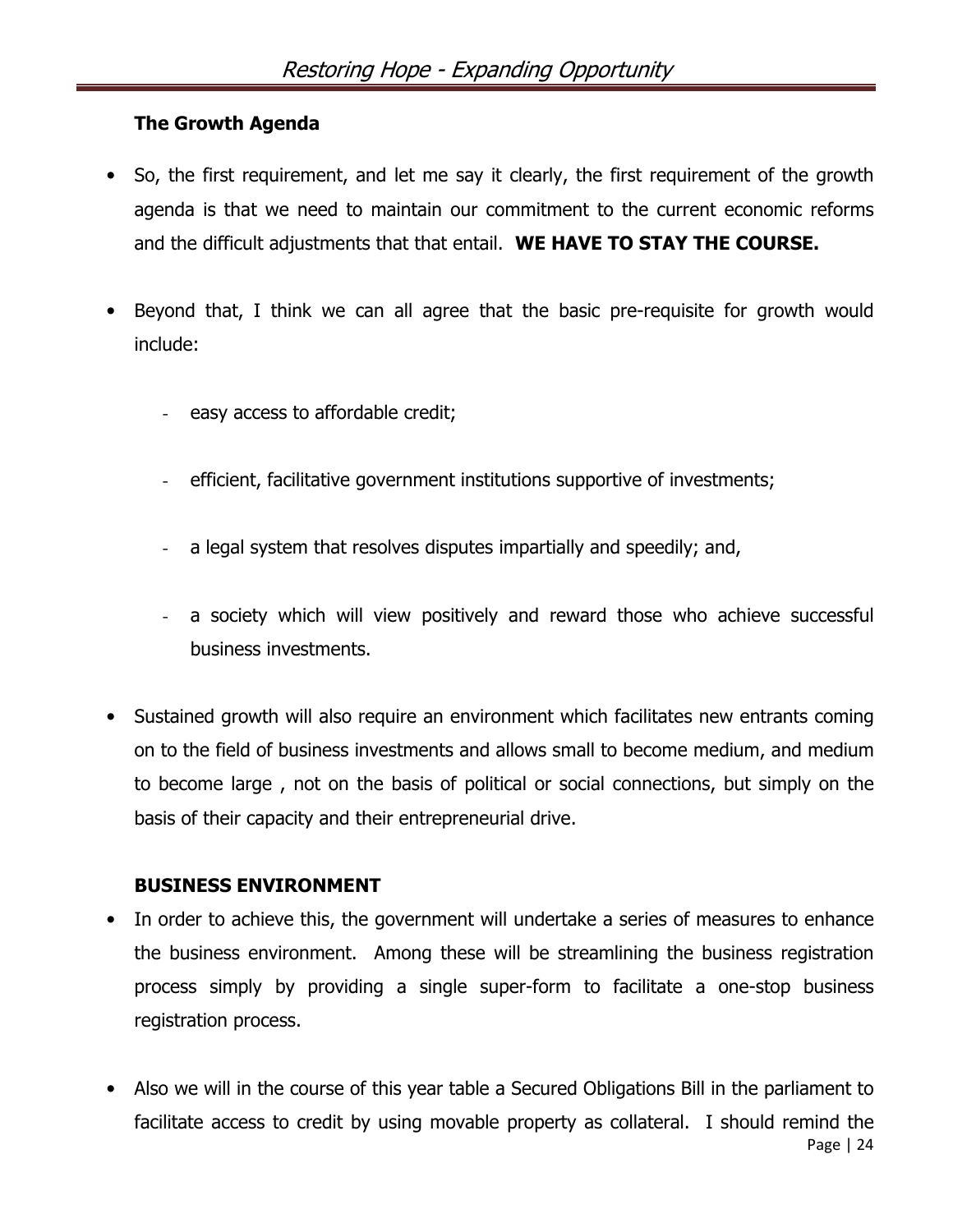### The Growth Agenda

- So, the first requirement, and let me say it clearly, the first requirement of the growth agenda is that we need to maintain our commitment to the current economic reforms and the difficult adjustments that that entail. **WE HAVE TO STAY THE COURSE.**

- Beyond that, I think we can all agree that the basic pre-requisite for growth would include:

  - easy access to affordable credit;
  - efficient, facilitative government institutions supportive of investments;
  - a legal system that resolves disputes impartially and speedily; and,
  - a society which will view positively and reward those who achieve successful business investments.

- Sustained growth will also require an environment which facilitates new entrants coming on to the field of business investments and allows small to become medium, and medium to become large , not on the basis of political or social connections, but simply on the basis of their capacity and their entrepreneurial drive.

### BUSINESS ENVIRONMENT

- In order to achieve this, the government will undertake a series of measures to enhance the business environment. Among these will be streamlining the business registration process simply by providing a single super-form to facilitate a one-stop business registration process.

- Also we will in the course of this year table a Secured Obligations Bill in the parliament to facilitate access to credit by using movable property as collateral. I should remind the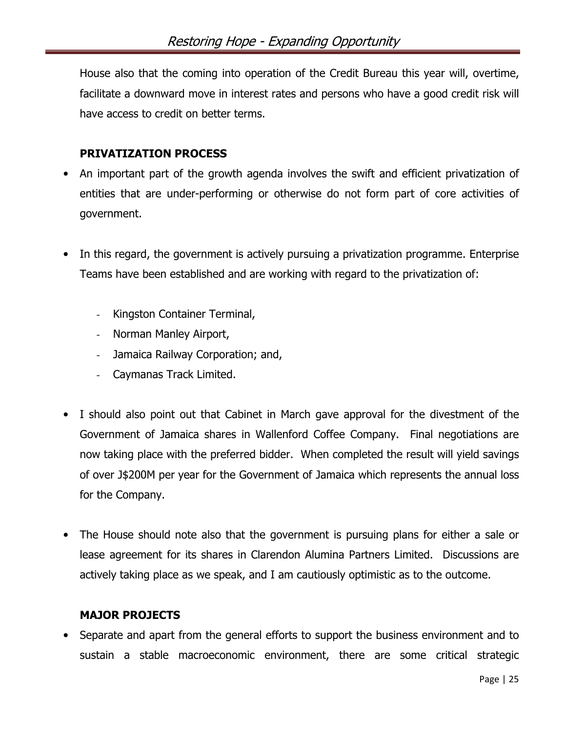House also that the coming into operation of the Credit Bureau this year will, overtime, facilitate a downward move in interest rates and persons who have a good credit risk will have access to credit on better terms.

### PRIVATIZATION PROCESS

- An important part of the growth agenda involves the swift and efficient privatization of entities that are under-performing or otherwise do not form part of core activities of government.

- In this regard, the government is actively pursuing a privatization programme. Enterprise Teams have been established and are working with regard to the privatization of:

    - Kingston Container Terminal,
    - Norman Manley Airport,
    - Jamaica Railway Corporation; and,
    - Caymanas Track Limited.

- I should also point out that Cabinet in March gave approval for the divestment of the Government of Jamaica shares in Wallenford Coffee Company. Final negotiations are now taking place with the preferred bidder. When completed the result will yield savings of over J$200M per year for the Government of Jamaica which represents the annual loss for the Company.

- The House should note also that the government is pursuing plans for either a sale or lease agreement for its shares in Clarendon Alumina Partners Limited. Discussions are actively taking place as we speak, and I am cautiously optimistic as to the outcome.

### MAJOR PROJECTS

- Separate and apart from the general efforts to support the business environment and to sustain a stable macroeconomic environment, there are some critical strategic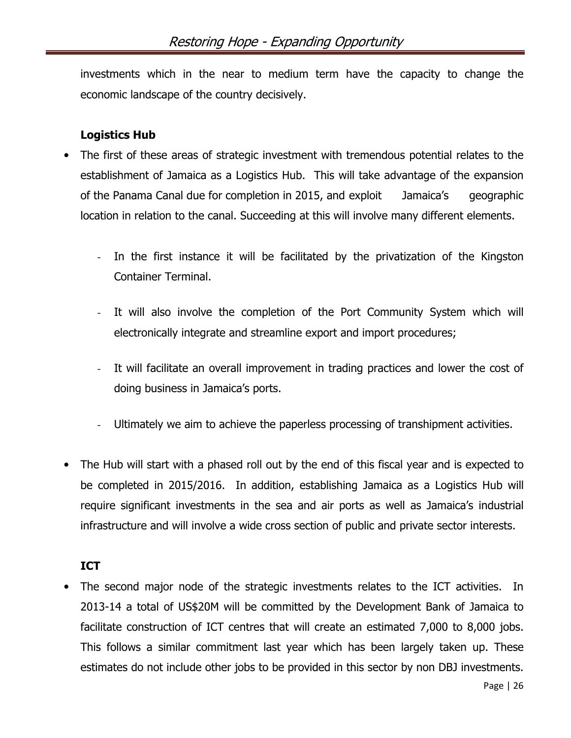investments which in the near to medium term have the capacity to change the economic landscape of the country decisively.

**Logistics Hub**

- The first of these areas of strategic investment with tremendous potential relates to the establishment of Jamaica as a Logistics Hub. This will take advantage of the expansion of the Panama Canal due for completion in 2015, and exploit Jamaica's geographic location in relation to the canal. Succeeding at this will involve many different elements.
    - In the first instance it will be facilitated by the privatization of the Kingston Container Terminal.
    - It will also involve the completion of the Port Community System which will electronically integrate and streamline export and import procedures;
    - It will facilitate an overall improvement in trading practices and lower the cost of doing business in Jamaica's ports.
    - Ultimately we aim to achieve the paperless processing of transhipment activities.
- The Hub will start with a phased roll out by the end of this fiscal year and is expected to be completed in 2015/2016. In addition, establishing Jamaica as a Logistics Hub will require significant investments in the sea and air ports as well as Jamaica's industrial infrastructure and will involve a wide cross section of public and private sector interests.

**ICT**

- The second major node of the strategic investments relates to the ICT activities. In 2013-14 a total of US$20M will be committed by the Development Bank of Jamaica to facilitate construction of ICT centres that will create an estimated 7,000 to 8,000 jobs. This follows a similar commitment last year which has been largely taken up. These estimates do not include other jobs to be provided in this sector by non DBJ investments.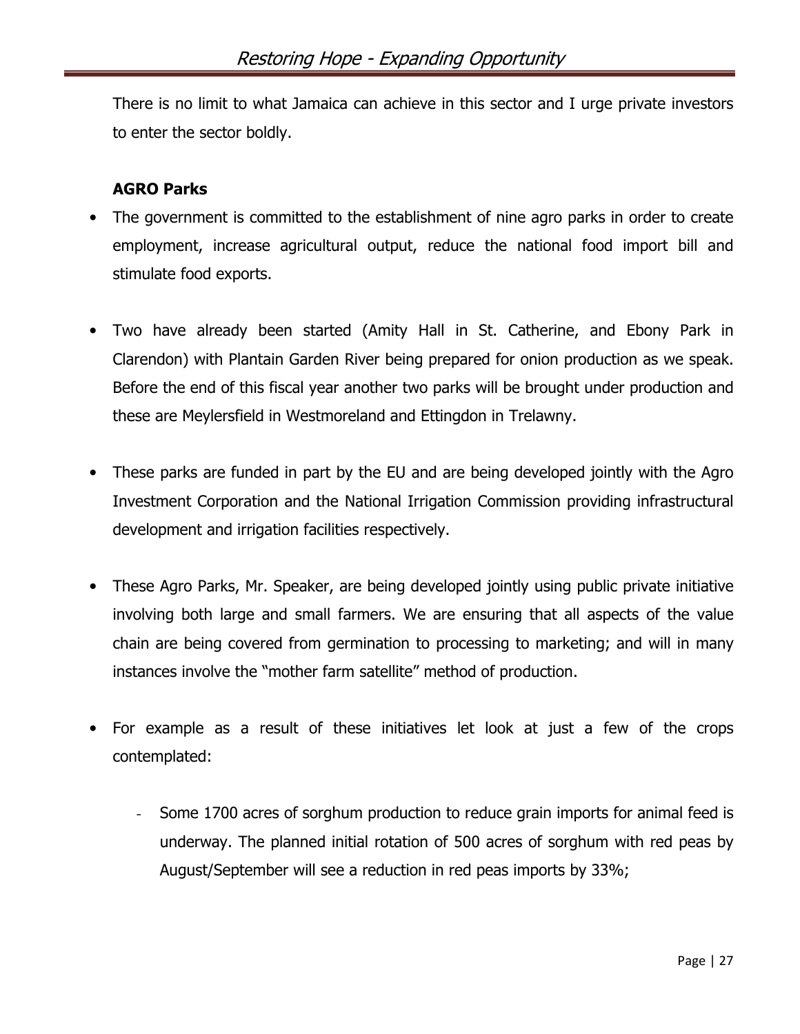There is no limit to what Jamaica can achieve in this sector and I urge private investors to enter the sector boldly.

**AGRO Parks**

- The government is committed to the establishment of nine agro parks in order to create employment, increase agricultural output, reduce the national food import bill and stimulate food exports.

- Two have already been started (Amity Hall in St. Catherine, and Ebony Park in Clarendon) with Plantain Garden River being prepared for onion production as we speak. Before the end of this fiscal year another two parks will be brought under production and these are Meylersfield in Westmoreland and Ettingdon in Trelawny.

- These parks are funded in part by the EU and are being developed jointly with the Agro Investment Corporation and the National Irrigation Commission providing infrastructural development and irrigation facilities respectively.

- These Agro Parks, Mr. Speaker, are being developed jointly using public private initiative involving both large and small farmers. We are ensuring that all aspects of the value chain are being covered from germination to processing to marketing; and will in many instances involve the "mother farm satellite" method of production.

- For example as a result of these initiatives let look at just a few of the crops contemplated:

  - Some 1700 acres of sorghum production to reduce grain imports for animal feed is underway. The planned initial rotation of 500 acres of sorghum with red peas by August/September will see a reduction in red peas imports by 33%;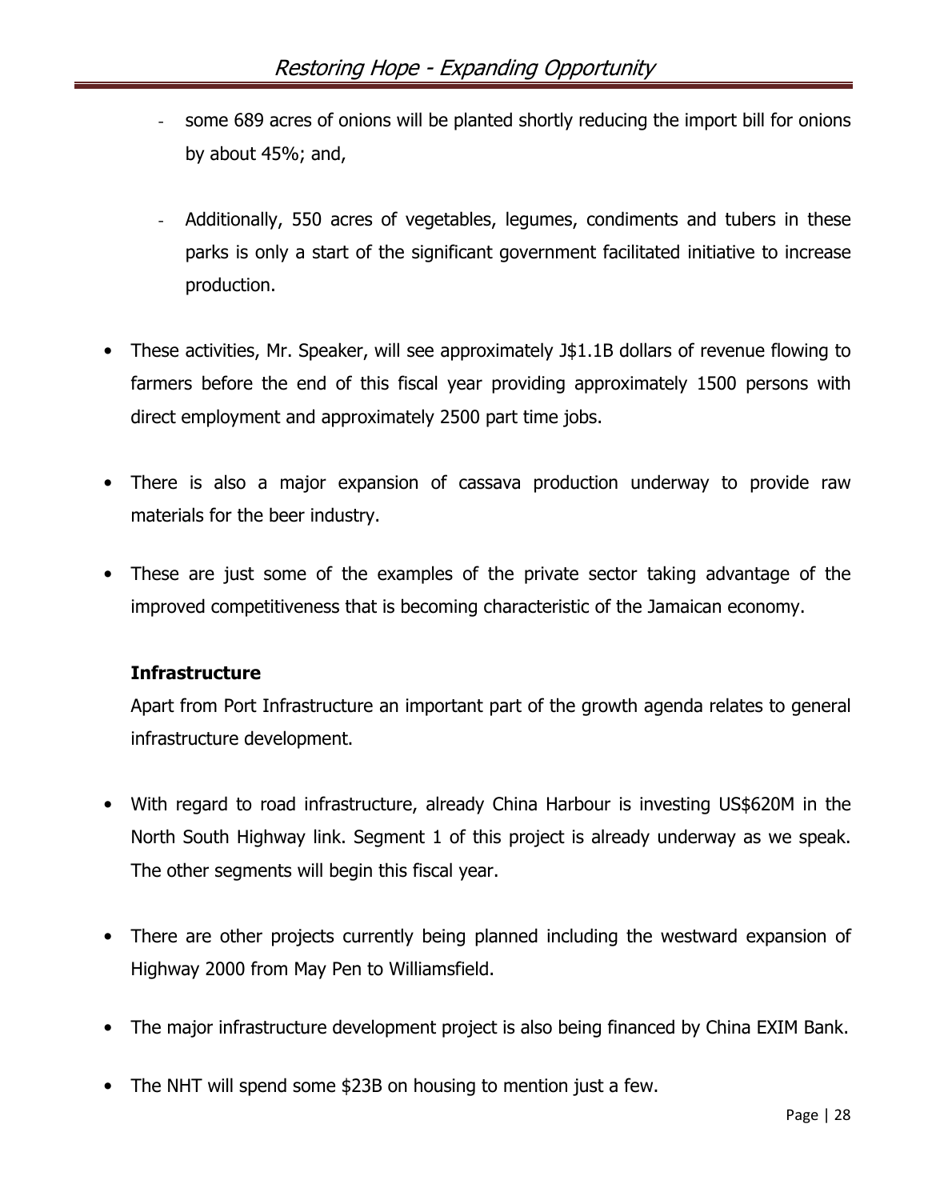- some 689 acres of onions will be planted shortly reducing the import bill for onions by about 45%; and,

  - Additionally, 550 acres of vegetables, legumes, condiments and tubers in these parks is only a start of the significant government facilitated initiative to increase production.

- These activities, Mr. Speaker, will see approximately J$1.1B dollars of revenue flowing to farmers before the end of this fiscal year providing approximately 1500 persons with direct employment and approximately 2500 part time jobs.

- There is also a major expansion of cassava production underway to provide raw materials for the beer industry.

- These are just some of the examples of the private sector taking advantage of the improved competitiveness that is becoming characteristic of the Jamaican economy.

**Infrastructure**

Apart from Port Infrastructure an important part of the growth agenda relates to general infrastructure development.

- With regard to road infrastructure, already China Harbour is investing US$620M in the North South Highway link. Segment 1 of this project is already underway as we speak. The other segments will begin this fiscal year.

- There are other projects currently being planned including the westward expansion of Highway 2000 from May Pen to Williamsfield.

- The major infrastructure development project is also being financed by China EXIM Bank.

- The NHT will spend some $23B on housing to mention just a few.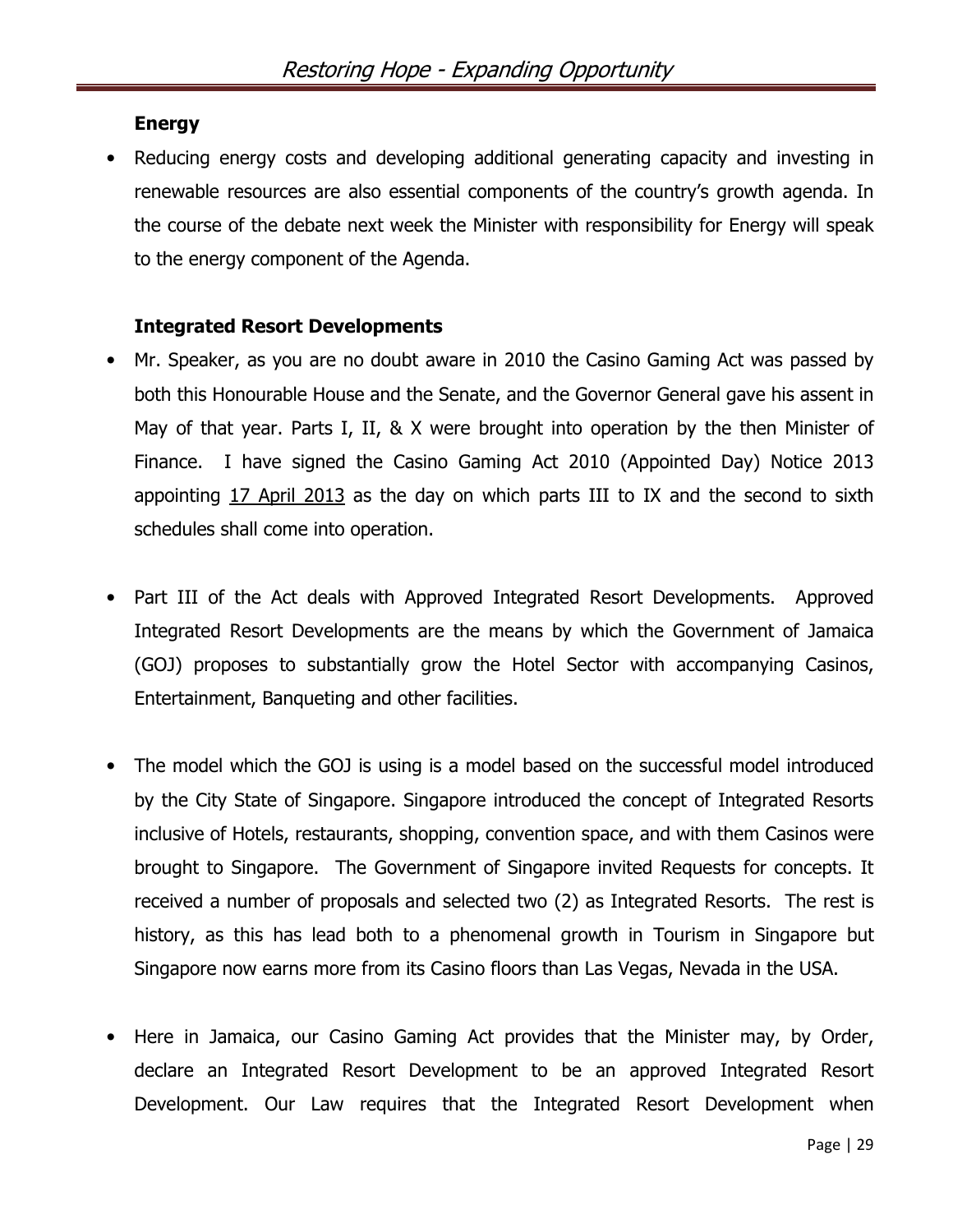**Energy**

- Reducing energy costs and developing additional generating capacity and investing in renewable resources are also essential components of the country's growth agenda. In the course of the debate next week the Minister with responsibility for Energy will speak to the energy component of the Agenda.

**Integrated Resort Developments**

- Mr. Speaker, as you are no doubt aware in 2010 the Casino Gaming Act was passed by both this Honourable House and the Senate, and the Governor General gave his assent in May of that year. Parts I, II, & X were brought into operation by the then Minister of Finance. I have signed the Casino Gaming Act 2010 (Appointed Day) Notice 2013 appointing 17 April 2013 as the day on which parts III to IX and the second to sixth schedules shall come into operation.

- Part III of the Act deals with Approved Integrated Resort Developments. Approved Integrated Resort Developments are the means by which the Government of Jamaica (GOJ) proposes to substantially grow the Hotel Sector with accompanying Casinos, Entertainment, Banqueting and other facilities.

- The model which the GOJ is using is a model based on the successful model introduced by the City State of Singapore. Singapore introduced the concept of Integrated Resorts inclusive of Hotels, restaurants, shopping, convention space, and with them Casinos were brought to Singapore. The Government of Singapore invited Requests for concepts. It received a number of proposals and selected two (2) as Integrated Resorts. The rest is history, as this has lead both to a phenomenal growth in Tourism in Singapore but Singapore now earns more from its Casino floors than Las Vegas, Nevada in the USA.

- Here in Jamaica, our Casino Gaming Act provides that the Minister may, by Order, declare an Integrated Resort Development to be an approved Integrated Resort Development. Our Law requires that the Integrated Resort Development when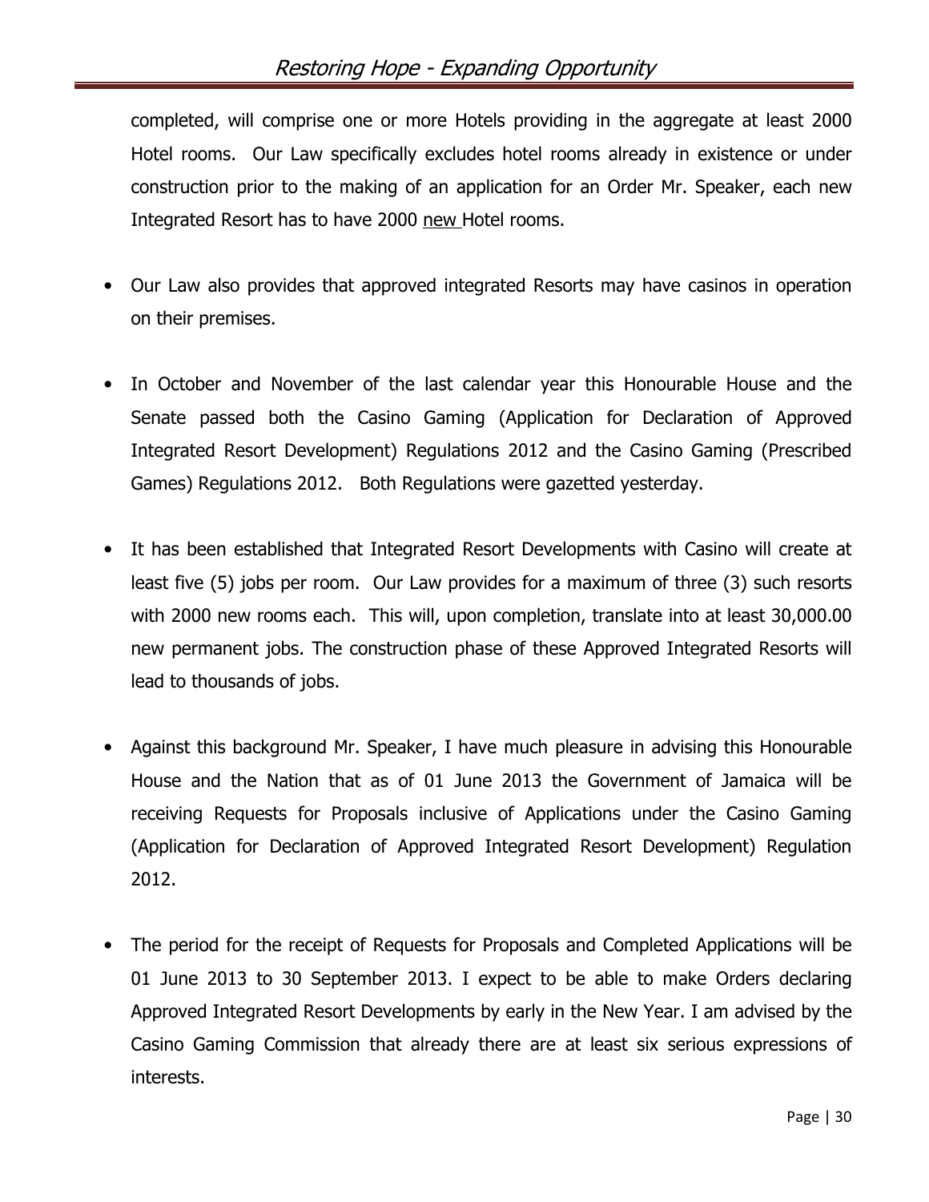completed, will comprise one or more Hotels providing in the aggregate at least 2000 Hotel rooms. Our Law specifically excludes hotel rooms already in existence or under construction prior to the making of an application for an Order Mr. Speaker, each new Integrated Resort has to have 2000 new Hotel rooms.

- Our Law also provides that approved integrated Resorts may have casinos in operation on their premises.

- In October and November of the last calendar year this Honourable House and the Senate passed both the Casino Gaming (Application for Declaration of Approved Integrated Resort Development) Regulations 2012 and the Casino Gaming (Prescribed Games) Regulations 2012. Both Regulations were gazetted yesterday.

- It has been established that Integrated Resort Developments with Casino will create at least five (5) jobs per room. Our Law provides for a maximum of three (3) such resorts with 2000 new rooms each. This will, upon completion, translate into at least 30,000.00 new permanent jobs. The construction phase of these Approved Integrated Resorts will lead to thousands of jobs.

- Against this background Mr. Speaker, I have much pleasure in advising this Honourable House and the Nation that as of 01 June 2013 the Government of Jamaica will be receiving Requests for Proposals inclusive of Applications under the Casino Gaming (Application for Declaration of Approved Integrated Resort Development) Regulation 2012.

- The period for the receipt of Requests for Proposals and Completed Applications will be 01 June 2013 to 30 September 2013. I expect to be able to make Orders declaring Approved Integrated Resort Developments by early in the New Year. I am advised by the Casino Gaming Commission that already there are at least six serious expressions of interests.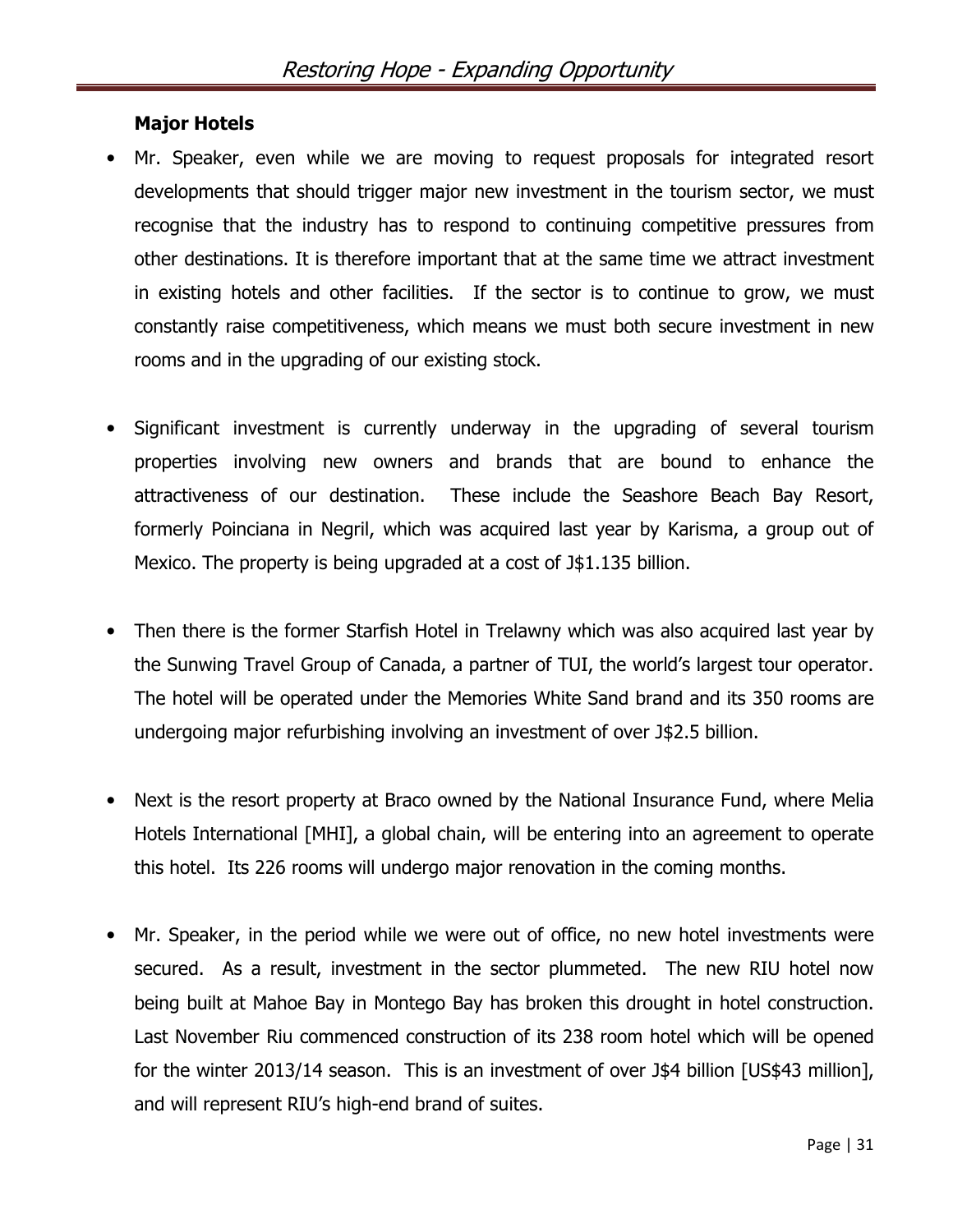### Major Hotels

- Mr. Speaker, even while we are moving to request proposals for integrated resort developments that should trigger major new investment in the tourism sector, we must recognise that the industry has to respond to continuing competitive pressures from other destinations. It is therefore important that at the same time we attract investment in existing hotels and other facilities. If the sector is to continue to grow, we must constantly raise competitiveness, which means we must both secure investment in new rooms and in the upgrading of our existing stock.

- Significant investment is currently underway in the upgrading of several tourism properties involving new owners and brands that are bound to enhance the attractiveness of our destination. These include the Seashore Beach Bay Resort, formerly Poinciana in Negril, which was acquired last year by Karisma, a group out of Mexico. The property is being upgraded at a cost of J$1.135 billion.

- Then there is the former Starfish Hotel in Trelawny which was also acquired last year by the Sunwing Travel Group of Canada, a partner of TUI, the world's largest tour operator. The hotel will be operated under the Memories White Sand brand and its 350 rooms are undergoing major refurbishing involving an investment of over J$2.5 billion.

- Next is the resort property at Braco owned by the National Insurance Fund, where Melia Hotels International [MHI], a global chain, will be entering into an agreement to operate this hotel. Its 226 rooms will undergo major renovation in the coming months.

- Mr. Speaker, in the period while we were out of office, no new hotel investments were secured. As a result, investment in the sector plummeted. The new RIU hotel now being built at Mahoe Bay in Montego Bay has broken this drought in hotel construction. Last November Riu commenced construction of its 238 room hotel which will be opened for the winter 2013/14 season. This is an investment of over J$4 billion [US$43 million], and will represent RIU's high-end brand of suites.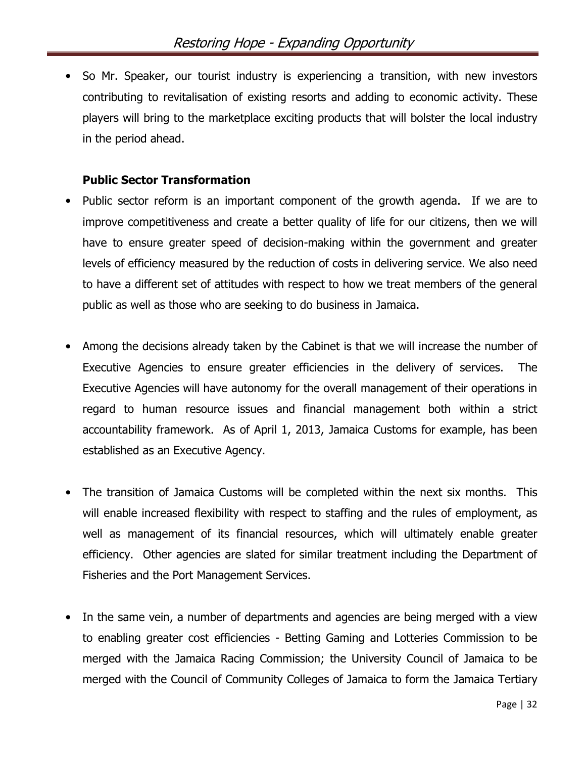- So Mr. Speaker, our tourist industry is experiencing a transition, with new investors contributing to revitalisation of existing resorts and adding to economic activity. These players will bring to the marketplace exciting products that will bolster the local industry in the period ahead.

**Public Sector Transformation**

- Public sector reform is an important component of the growth agenda. If we are to improve competitiveness and create a better quality of life for our citizens, then we will have to ensure greater speed of decision-making within the government and greater levels of efficiency measured by the reduction of costs in delivering service. We also need to have a different set of attitudes with respect to how we treat members of the general public as well as those who are seeking to do business in Jamaica.

- Among the decisions already taken by the Cabinet is that we will increase the number of Executive Agencies to ensure greater efficiencies in the delivery of services. The Executive Agencies will have autonomy for the overall management of their operations in regard to human resource issues and financial management both within a strict accountability framework. As of April 1, 2013, Jamaica Customs for example, has been established as an Executive Agency.

- The transition of Jamaica Customs will be completed within the next six months. This will enable increased flexibility with respect to staffing and the rules of employment, as well as management of its financial resources, which will ultimately enable greater efficiency. Other agencies are slated for similar treatment including the Department of Fisheries and the Port Management Services.

- In the same vein, a number of departments and agencies are being merged with a view to enabling greater cost efficiencies - Betting Gaming and Lotteries Commission to be merged with the Jamaica Racing Commission; the University Council of Jamaica to be merged with the Council of Community Colleges of Jamaica to form the Jamaica Tertiary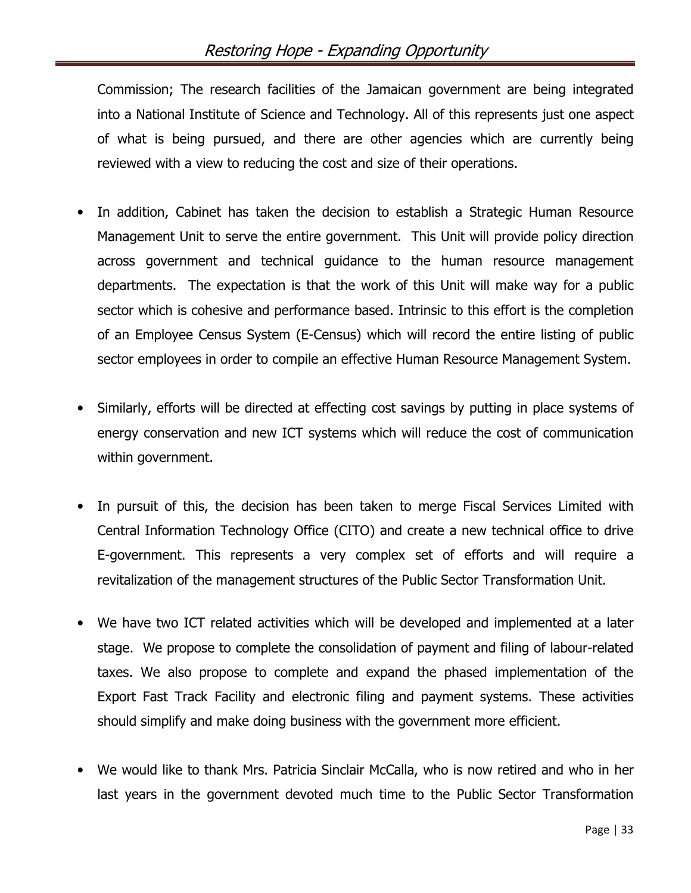Commission; The research facilities of the Jamaican government are being integrated into a National Institute of Science and Technology. All of this represents just one aspect of what is being pursued, and there are other agencies which are currently being reviewed with a view to reducing the cost and size of their operations.

- In addition, Cabinet has taken the decision to establish a Strategic Human Resource Management Unit to serve the entire government. This Unit will provide policy direction across government and technical guidance to the human resource management departments. The expectation is that the work of this Unit will make way for a public sector which is cohesive and performance based. Intrinsic to this effort is the completion of an Employee Census System (E-Census) which will record the entire listing of public sector employees in order to compile an effective Human Resource Management System.

- Similarly, efforts will be directed at effecting cost savings by putting in place systems of energy conservation and new ICT systems which will reduce the cost of communication within government.

- In pursuit of this, the decision has been taken to merge Fiscal Services Limited with Central Information Technology Office (CITO) and create a new technical office to drive E-government. This represents a very complex set of efforts and will require a revitalization of the management structures of the Public Sector Transformation Unit.

- We have two ICT related activities which will be developed and implemented at a later stage. We propose to complete the consolidation of payment and filing of labour-related taxes. We also propose to complete and expand the phased implementation of the Export Fast Track Facility and electronic filing and payment systems. These activities should simplify and make doing business with the government more efficient.

- We would like to thank Mrs. Patricia Sinclair McCalla, who is now retired and who in her last years in the government devoted much time to the Public Sector Transformation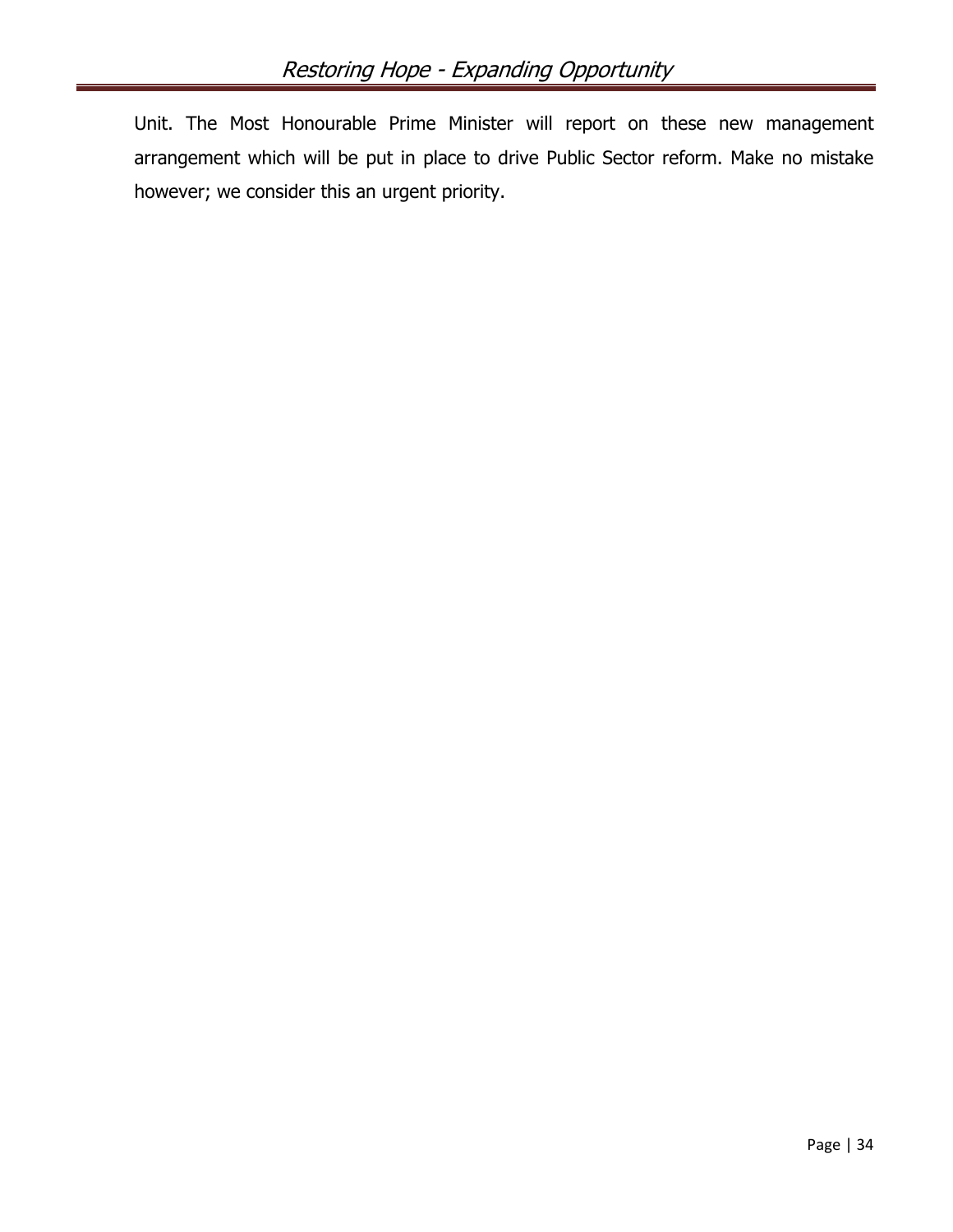Unit. The Most Honourable Prime Minister will report on these new management arrangement which will be put in place to drive Public Sector reform. Make no mistake however; we consider this an urgent priority.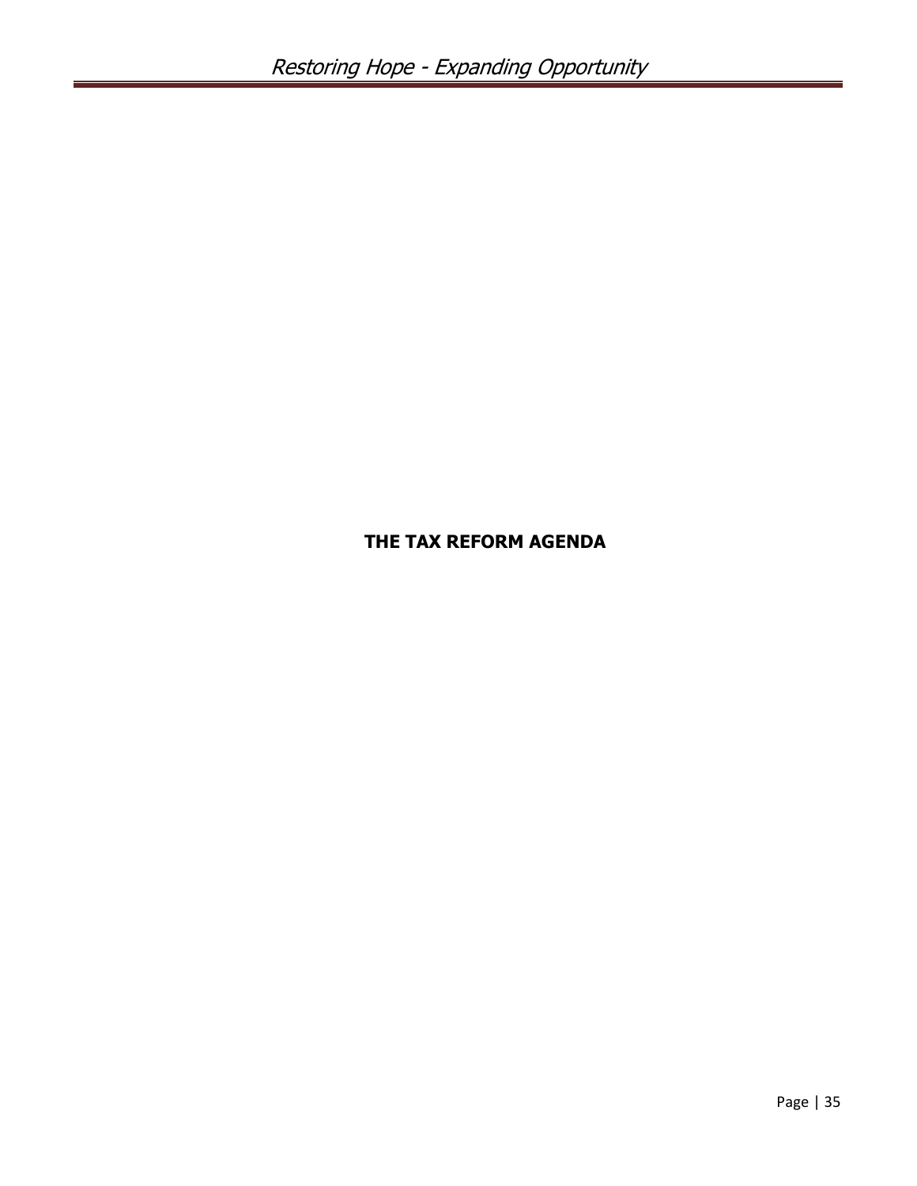# THE TAX REFORM AGENDA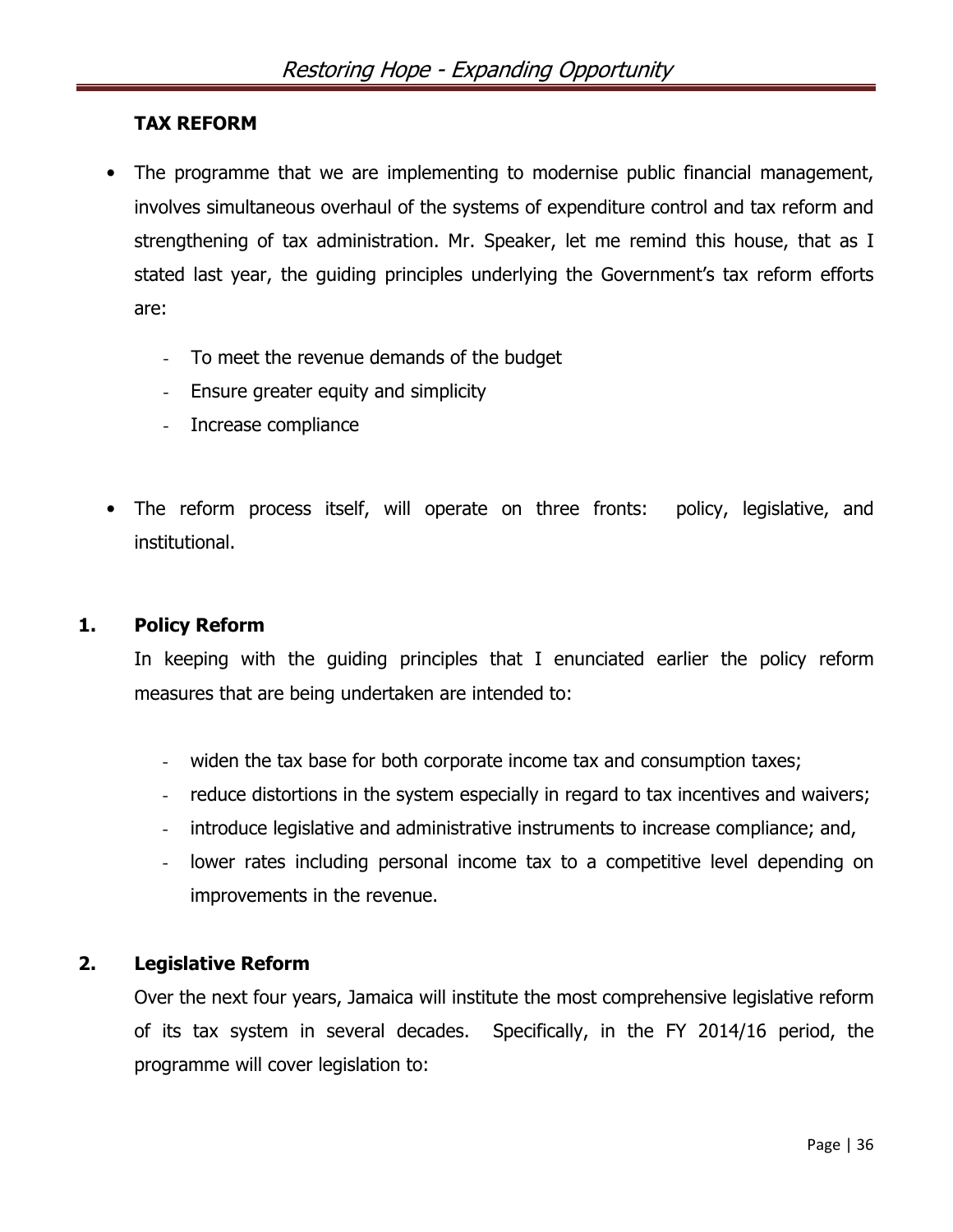## TAX REFORM

- The programme that we are implementing to modernise public financial management, involves simultaneous overhaul of the systems of expenditure control and tax reform and strengthening of tax administration. Mr. Speaker, let me remind this house, that as I stated last year, the guiding principles underlying the Government's tax reform efforts are:

    - To meet the revenue demands of the budget
    - Ensure greater equity and simplicity
    - Increase compliance

- The reform process itself, will operate on three fronts: policy, legislative, and institutional.

### 1. Policy Reform

In keeping with the guiding principles that I enunciated earlier the policy reform measures that are being undertaken are intended to:

- widen the tax base for both corporate income tax and consumption taxes;
- reduce distortions in the system especially in regard to tax incentives and waivers;
- introduce legislative and administrative instruments to increase compliance; and,
- lower rates including personal income tax to a competitive level depending on improvements in the revenue.

### 2. Legislative Reform

Over the next four years, Jamaica will institute the most comprehensive legislative reform of its tax system in several decades. Specifically, in the FY 2014/16 period, the programme will cover legislation to: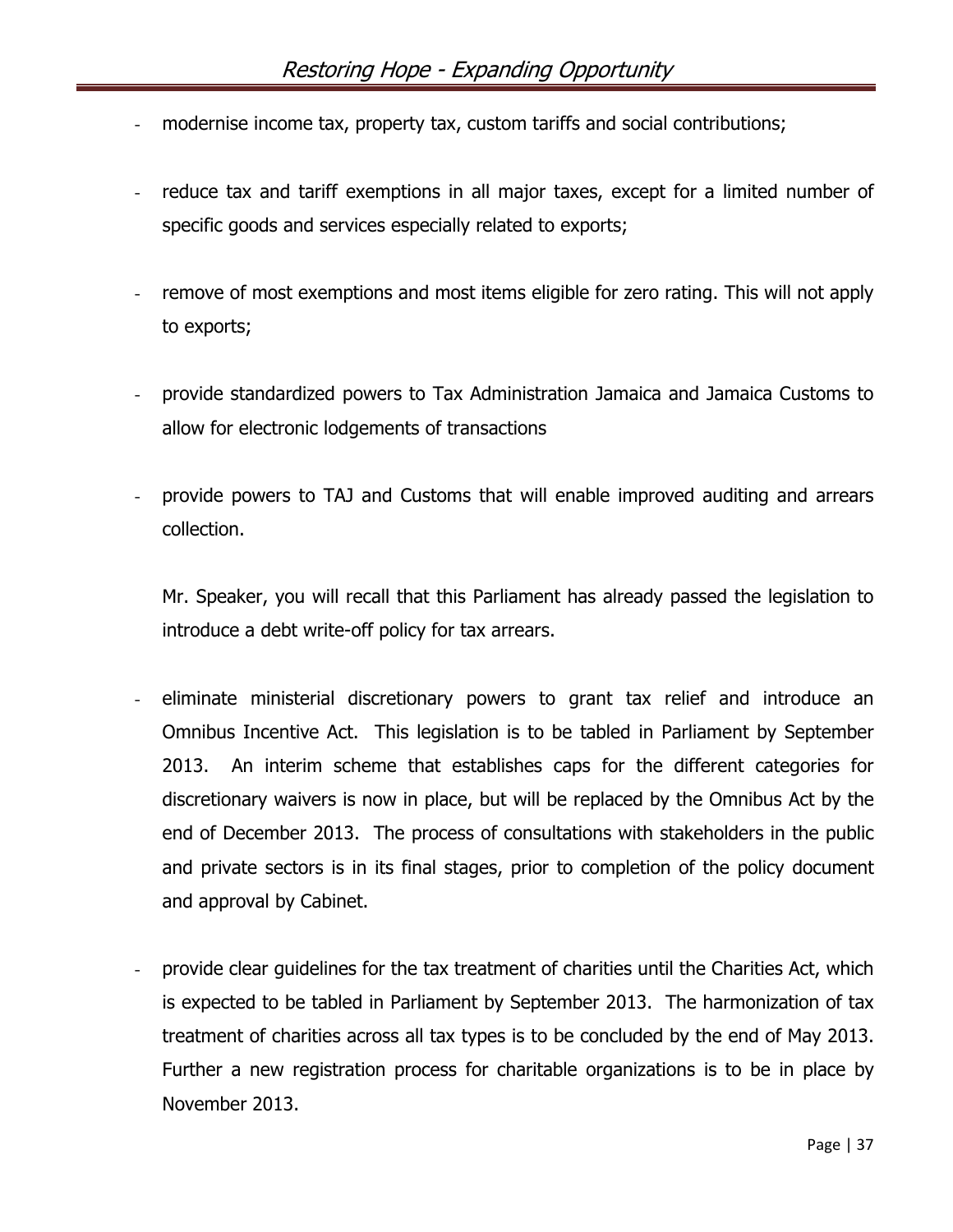- modernise income tax, property tax, custom tariffs and social contributions;

- reduce tax and tariff exemptions in all major taxes, except for a limited number of specific goods and services especially related to exports;

- remove of most exemptions and most items eligible for zero rating. This will not apply to exports;

- provide standardized powers to Tax Administration Jamaica and Jamaica Customs to allow for electronic lodgements of transactions

- provide powers to TAJ and Customs that will enable improved auditing and arrears collection.

  Mr. Speaker, you will recall that this Parliament has already passed the legislation to introduce a debt write-off policy for tax arrears.

- eliminate ministerial discretionary powers to grant tax relief and introduce an Omnibus Incentive Act. This legislation is to be tabled in Parliament by September 2013. An interim scheme that establishes caps for the different categories for discretionary waivers is now in place, but will be replaced by the Omnibus Act by the end of December 2013. The process of consultations with stakeholders in the public and private sectors is in its final stages, prior to completion of the policy document and approval by Cabinet.

- provide clear guidelines for the tax treatment of charities until the Charities Act, which is expected to be tabled in Parliament by September 2013. The harmonization of tax treatment of charities across all tax types is to be concluded by the end of May 2013. Further a new registration process for charitable organizations is to be in place by November 2013.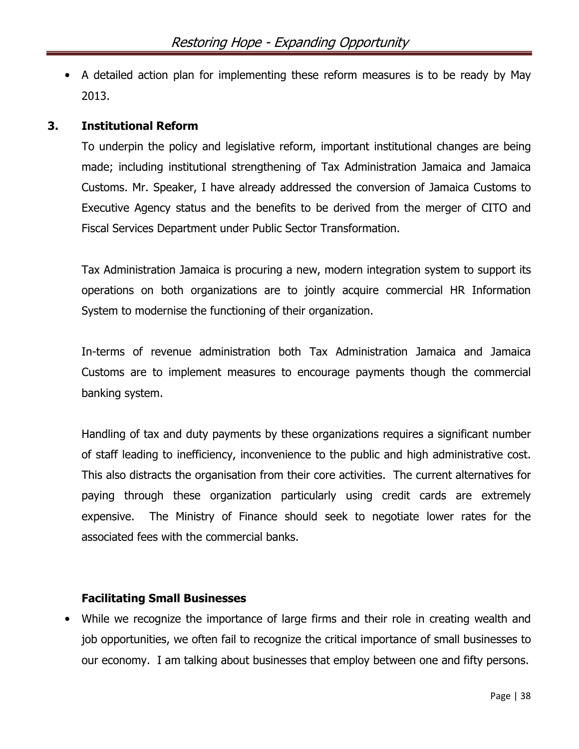- A detailed action plan for implementing these reform measures is to be ready by May 2013.

### 3. Institutional Reform

To underpin the policy and legislative reform, important institutional changes are being made; including institutional strengthening of Tax Administration Jamaica and Jamaica Customs. Mr. Speaker, I have already addressed the conversion of Jamaica Customs to Executive Agency status and the benefits to be derived from the merger of CITO and Fiscal Services Department under Public Sector Transformation.

Tax Administration Jamaica is procuring a new, modern integration system to support its operations on both organizations are to jointly acquire commercial HR Information System to modernise the functioning of their organization.

In-terms of revenue administration both Tax Administration Jamaica and Jamaica Customs are to implement measures to encourage payments though the commercial banking system.

Handling of tax and duty payments by these organizations requires a significant number of staff leading to inefficiency, inconvenience to the public and high administrative cost. This also distracts the organisation from their core activities. The current alternatives for paying through these organization particularly using credit cards are extremely expensive. The Ministry of Finance should seek to negotiate lower rates for the associated fees with the commercial banks.

### Facilitating Small Businesses

- While we recognize the importance of large firms and their role in creating wealth and job opportunities, we often fail to recognize the critical importance of small businesses to our economy. I am talking about businesses that employ between one and fifty persons.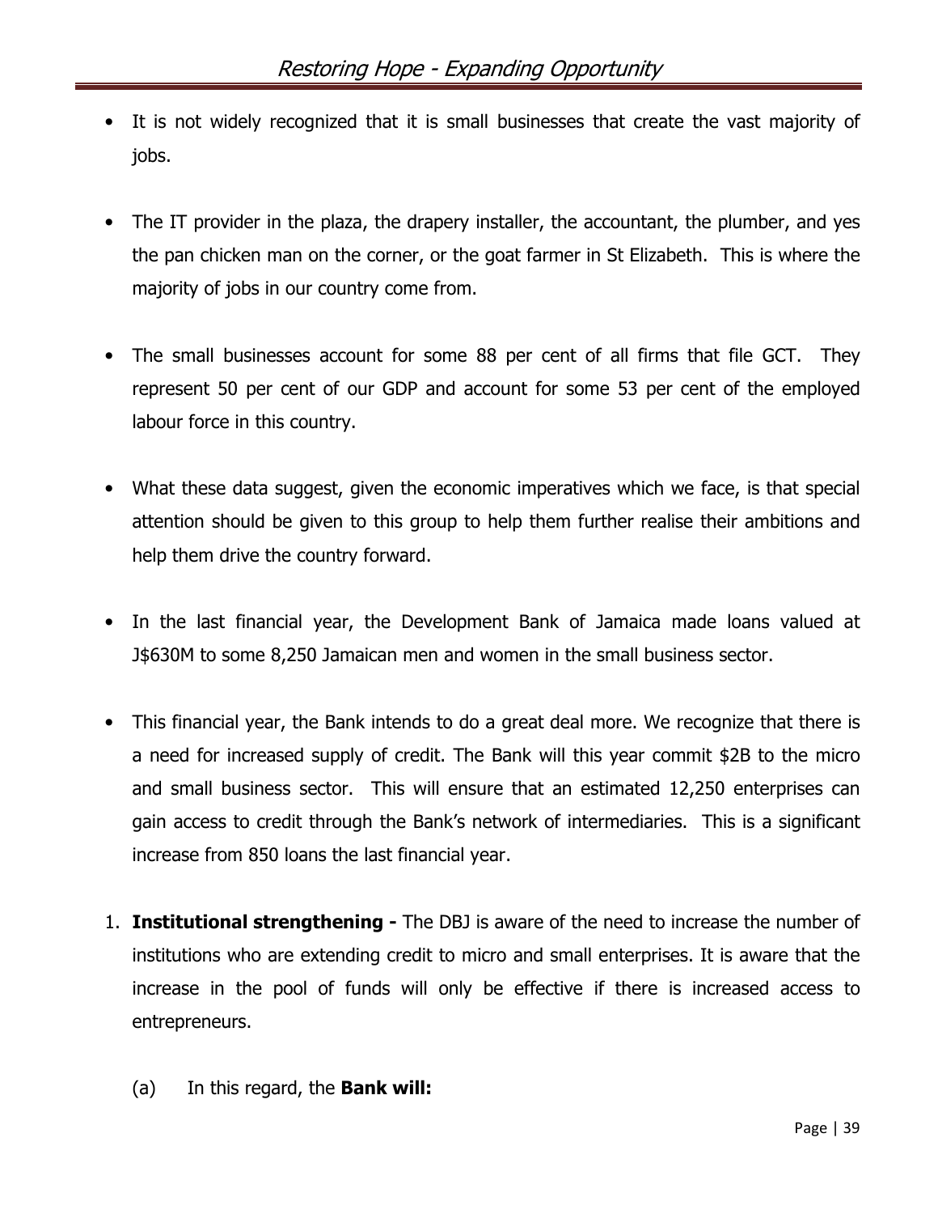- It is not widely recognized that it is small businesses that create the vast majority of jobs.

- The IT provider in the plaza, the drapery installer, the accountant, the plumber, and yes the pan chicken man on the corner, or the goat farmer in St Elizabeth. This is where the majority of jobs in our country come from.

- The small businesses account for some 88 per cent of all firms that file GCT. They represent 50 per cent of our GDP and account for some 53 per cent of the employed labour force in this country.

- What these data suggest, given the economic imperatives which we face, is that special attention should be given to this group to help them further realise their ambitions and help them drive the country forward.

- In the last financial year, the Development Bank of Jamaica made loans valued at J$630M to some 8,250 Jamaican men and women in the small business sector.

- This financial year, the Bank intends to do a great deal more. We recognize that there is a need for increased supply of credit. The Bank will this year commit $2B to the micro and small business sector. This will ensure that an estimated 12,250 enterprises can gain access to credit through the Bank's network of intermediaries. This is a significant increase from 850 loans the last financial year.

1. **Institutional strengthening -** The DBJ is aware of the need to increase the number of institutions who are extending credit to micro and small enterprises. It is aware that the increase in the pool of funds will only be effective if there is increased access to entrepreneurs.

   (a) In this regard, the **Bank will:**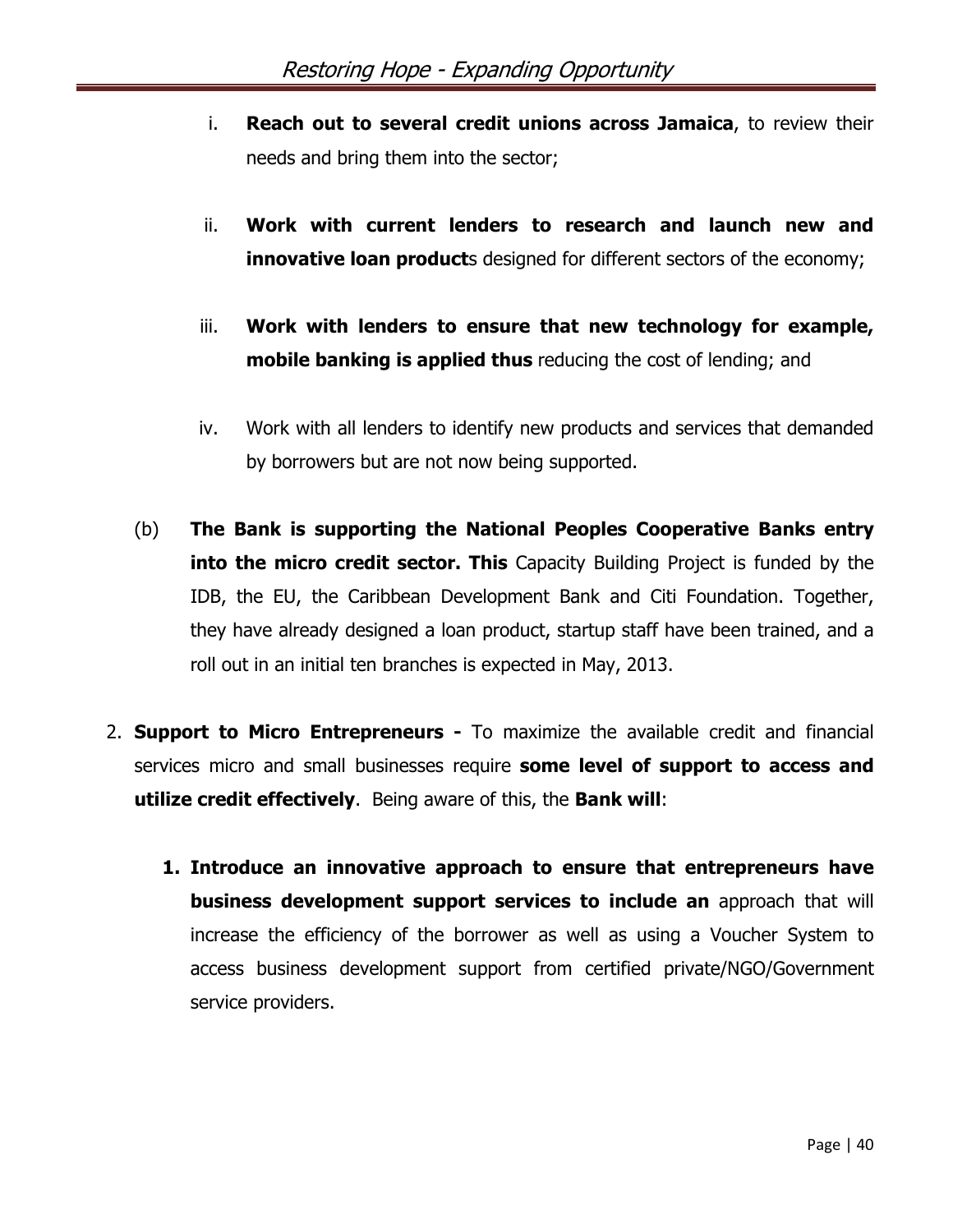i. **Reach out to several credit unions across Jamaica**, to review their needs and bring them into the sector;

ii. **Work with current lenders to research and launch new and innovative loan product**s designed for different sectors of the economy;

iii. **Work with lenders to ensure that new technology for example, mobile banking is applied thus** reducing the cost of lending; and

iv. Work with all lenders to identify new products and services that demanded by borrowers but are not now being supported.

(b) **The Bank is supporting the National Peoples Cooperative Banks entry into the micro credit sector. This** Capacity Building Project is funded by the IDB, the EU, the Caribbean Development Bank and Citi Foundation. Together, they have already designed a loan product, startup staff have been trained, and a roll out in an initial ten branches is expected in May, 2013.

2. **Support to Micro Entrepreneurs -** To maximize the available credit and financial services micro and small businesses require **some level of support to access and utilize credit effectively**. Being aware of this, the **Bank will**:

   1. **Introduce an innovative approach to ensure that entrepreneurs have business development support services to include an** approach that will increase the efficiency of the borrower as well as using a Voucher System to access business development support from certified private/NGO/Government service providers.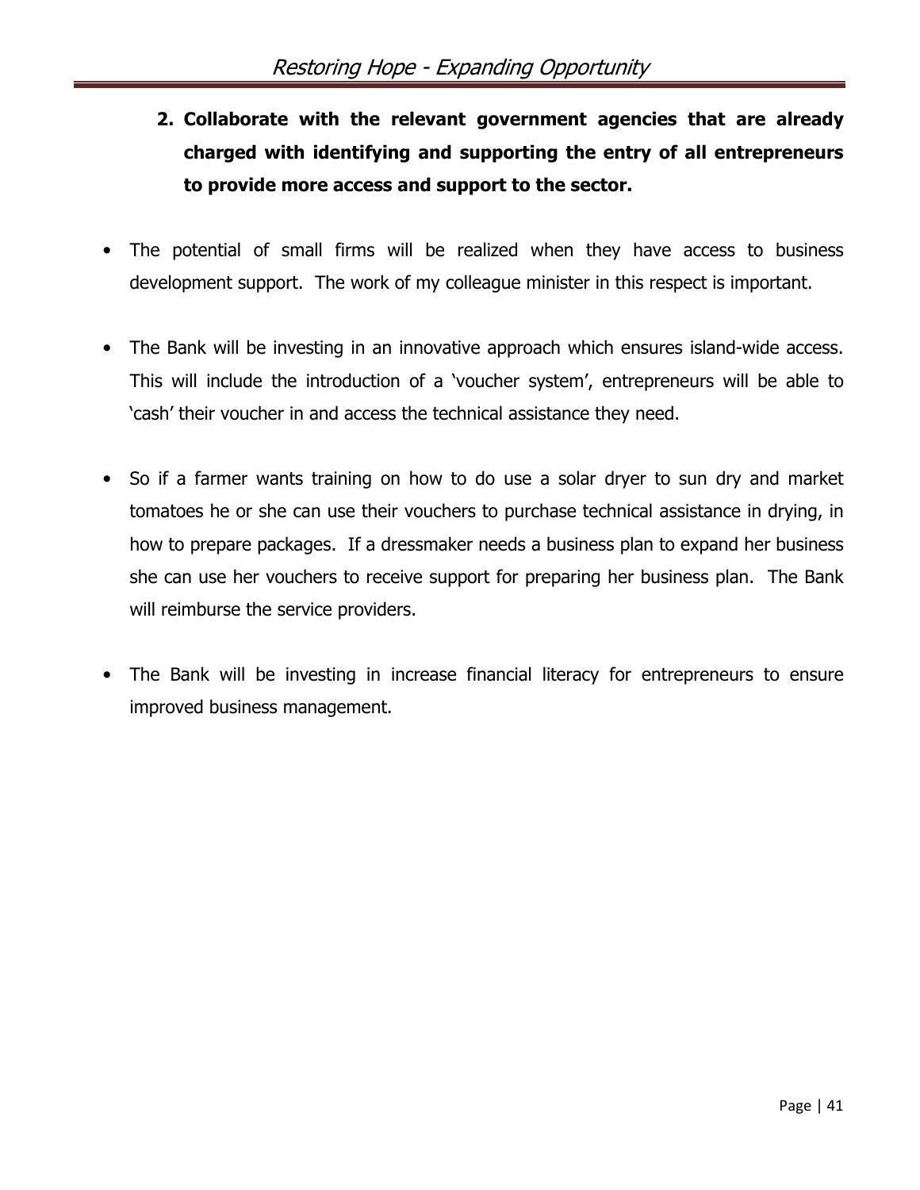**2. Collaborate with the relevant government agencies that are already charged with identifying and supporting the entry of all entrepreneurs to provide more access and support to the sector.**

- The potential of small firms will be realized when they have access to business development support. The work of my colleague minister in this respect is important.

- The Bank will be investing in an innovative approach which ensures island-wide access. This will include the introduction of a 'voucher system', entrepreneurs will be able to 'cash' their voucher in and access the technical assistance they need.

- So if a farmer wants training on how to do use a solar dryer to sun dry and market tomatoes he or she can use their vouchers to purchase technical assistance in drying, in how to prepare packages. If a dressmaker needs a business plan to expand her business she can use her vouchers to receive support for preparing her business plan. The Bank will reimburse the service providers.

- The Bank will be investing in increase financial literacy for entrepreneurs to ensure improved business management.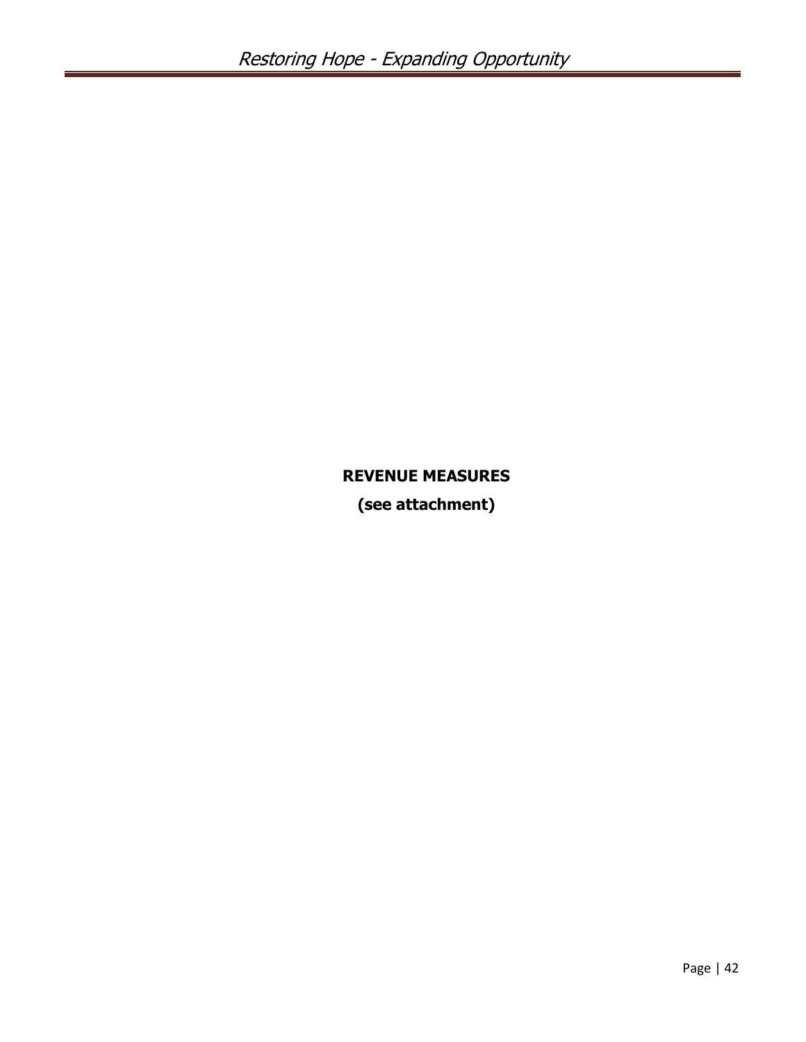**REVENUE MEASURES**

**(see attachment)**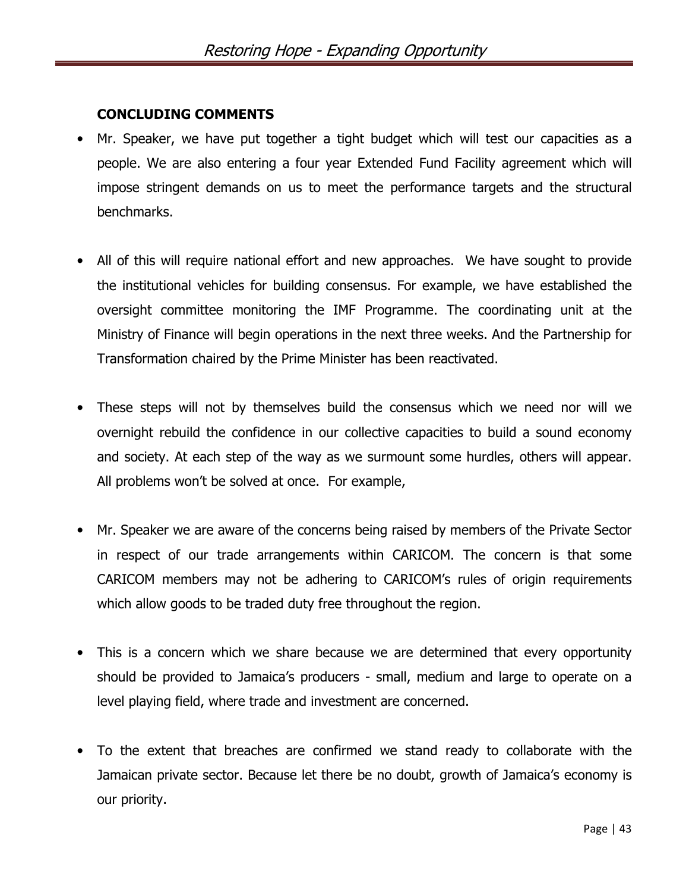## CONCLUDING COMMENTS

- Mr. Speaker, we have put together a tight budget which will test our capacities as a people. We are also entering a four year Extended Fund Facility agreement which will impose stringent demands on us to meet the performance targets and the structural benchmarks.

- All of this will require national effort and new approaches. We have sought to provide the institutional vehicles for building consensus. For example, we have established the oversight committee monitoring the IMF Programme. The coordinating unit at the Ministry of Finance will begin operations in the next three weeks. And the Partnership for Transformation chaired by the Prime Minister has been reactivated.

- These steps will not by themselves build the consensus which we need nor will we overnight rebuild the confidence in our collective capacities to build a sound economy and society. At each step of the way as we surmount some hurdles, others will appear. All problems won't be solved at once. For example,

- Mr. Speaker we are aware of the concerns being raised by members of the Private Sector in respect of our trade arrangements within CARICOM. The concern is that some CARICOM members may not be adhering to CARICOM's rules of origin requirements which allow goods to be traded duty free throughout the region.

- This is a concern which we share because we are determined that every opportunity should be provided to Jamaica's producers - small, medium and large to operate on a level playing field, where trade and investment are concerned.

- To the extent that breaches are confirmed we stand ready to collaborate with the Jamaican private sector. Because let there be no doubt, growth of Jamaica's economy is our priority.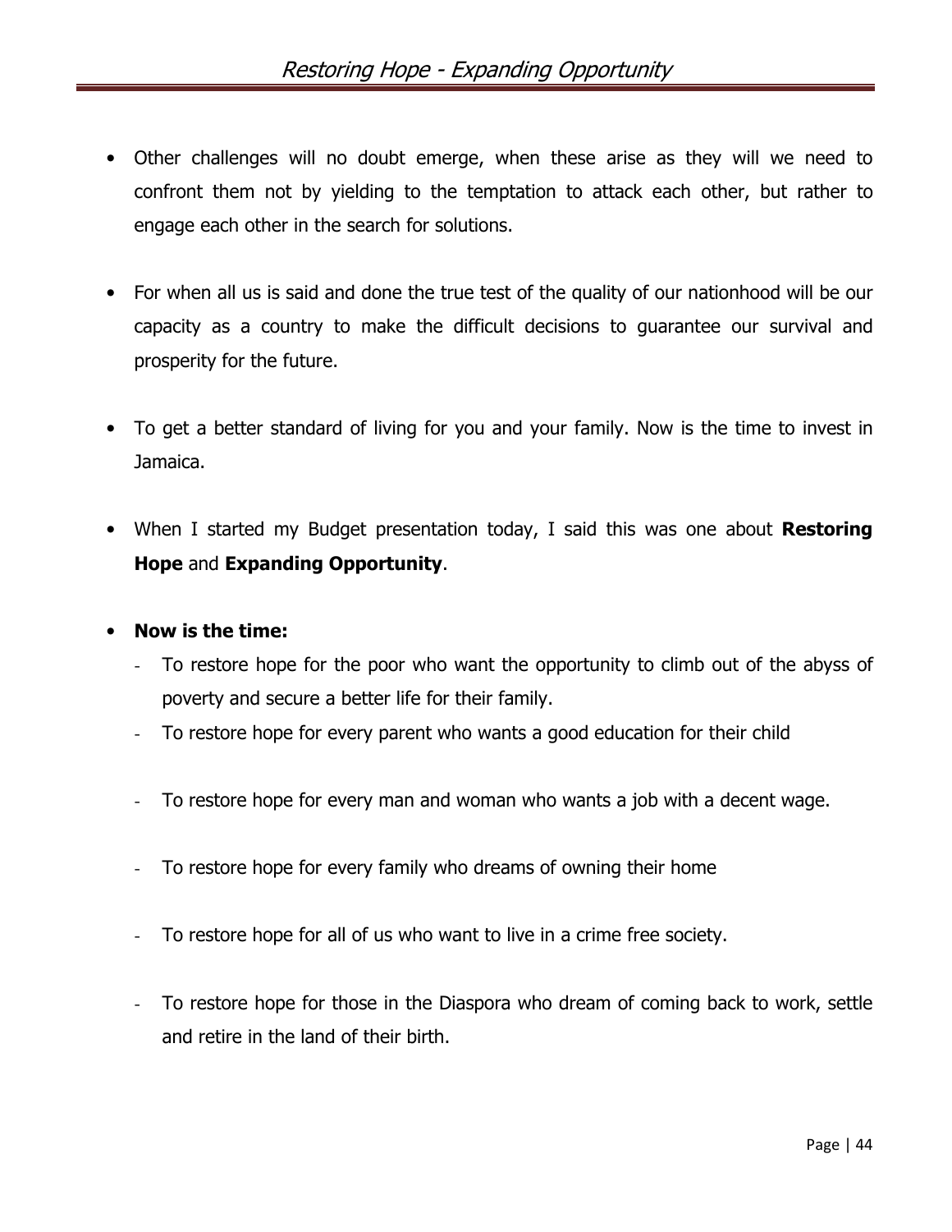- Other challenges will no doubt emerge, when these arise as they will we need to confront them not by yielding to the temptation to attack each other, but rather to engage each other in the search for solutions.

- For when all us is said and done the true test of the quality of our nationhood will be our capacity as a country to make the difficult decisions to guarantee our survival and prosperity for the future.

- To get a better standard of living for you and your family. Now is the time to invest in Jamaica.

- When I started my Budget presentation today, I said this was one about **Restoring Hope** and **Expanding Opportunity**.

- **Now is the time:**
  - To restore hope for the poor who want the opportunity to climb out of the abyss of poverty and secure a better life for their family.
  - To restore hope for every parent who wants a good education for their child
  - To restore hope for every man and woman who wants a job with a decent wage.
  - To restore hope for every family who dreams of owning their home
  - To restore hope for all of us who want to live in a crime free society.
  - To restore hope for those in the Diaspora who dream of coming back to work, settle and retire in the land of their birth.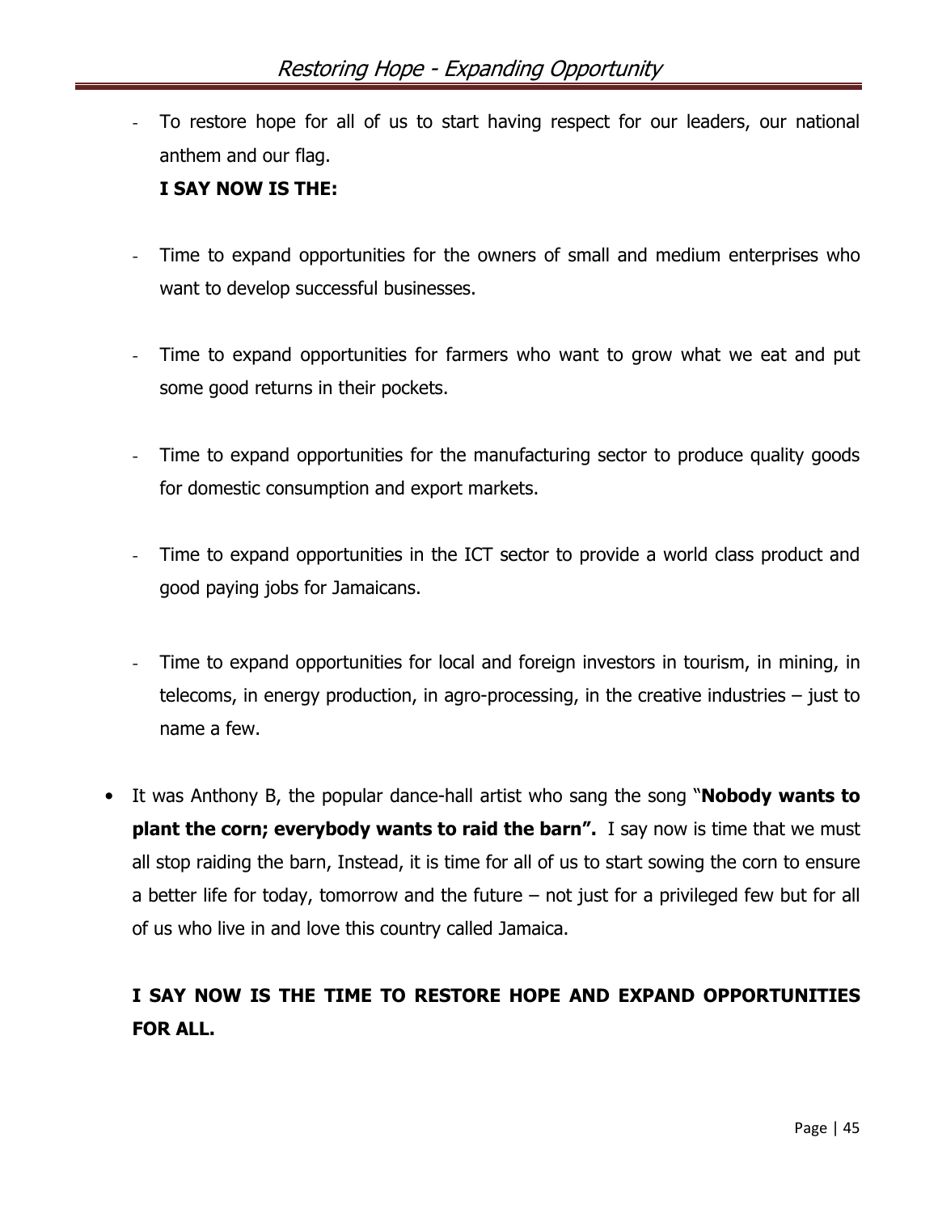- To restore hope for all of us to start having respect for our leaders, our national anthem and our flag.

  **I SAY NOW IS THE:**

- Time to expand opportunities for the owners of small and medium enterprises who want to develop successful businesses.

- Time to expand opportunities for farmers who want to grow what we eat and put some good returns in their pockets.

- Time to expand opportunities for the manufacturing sector to produce quality goods for domestic consumption and export markets.

- Time to expand opportunities in the ICT sector to provide a world class product and good paying jobs for Jamaicans.

- Time to expand opportunities for local and foreign investors in tourism, in mining, in telecoms, in energy production, in agro-processing, in the creative industries – just to name a few.

• It was Anthony B, the popular dance-hall artist who sang the song "**Nobody wants to plant the corn; everybody wants to raid the barn".** I say now is time that we must all stop raiding the barn, Instead, it is time for all of us to start sowing the corn to ensure a better life for today, tomorrow and the future – not just for a privileged few but for all of us who live in and love this country called Jamaica.

**I SAY NOW IS THE TIME TO RESTORE HOPE AND EXPAND OPPORTUNITIES FOR ALL.**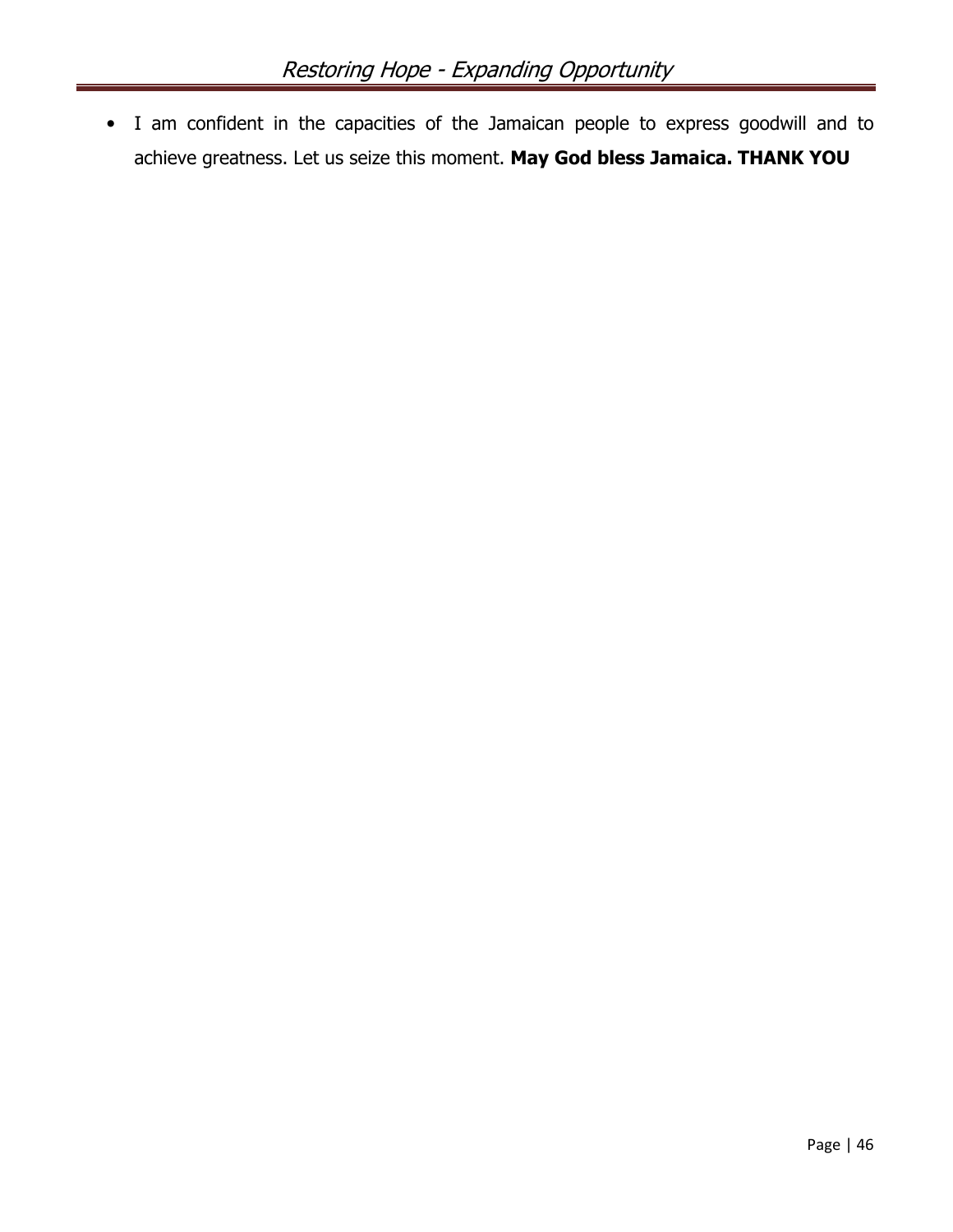- I am confident in the capacities of the Jamaican people to express goodwill and to achieve greatness. Let us seize this moment. **May God bless Jamaica. THANK YOU**